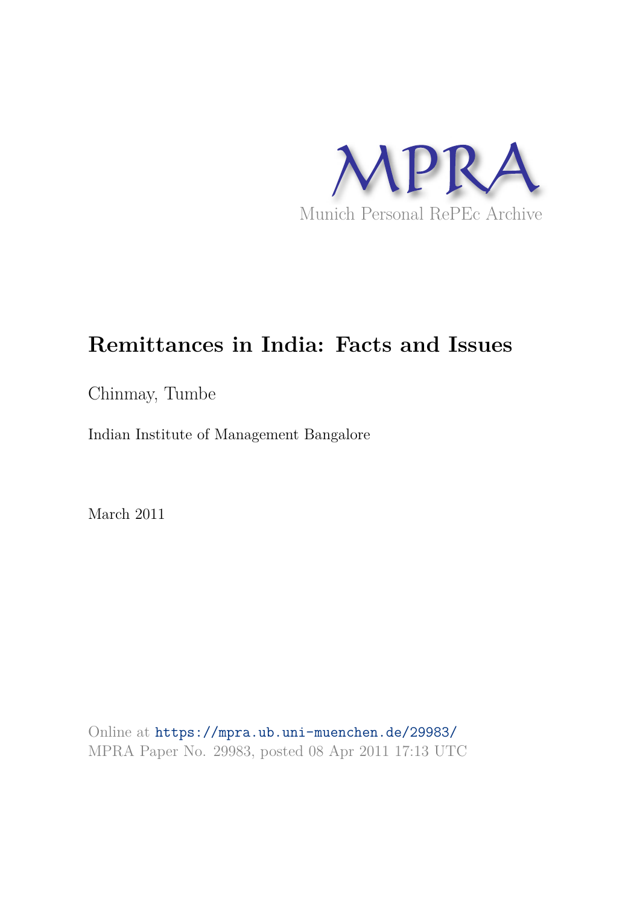MPRA

Munich Personal RePEc Archive

# Remittances in India: Facts and Issues

Chinmay, Tumbe

Indian Institute of Management Bangalore

March 2011

Online at https://mpra.ub.uni-muenchen.de/29983/
MPRA Paper No. 29983, posted 08 Apr 2011 17:13 UTC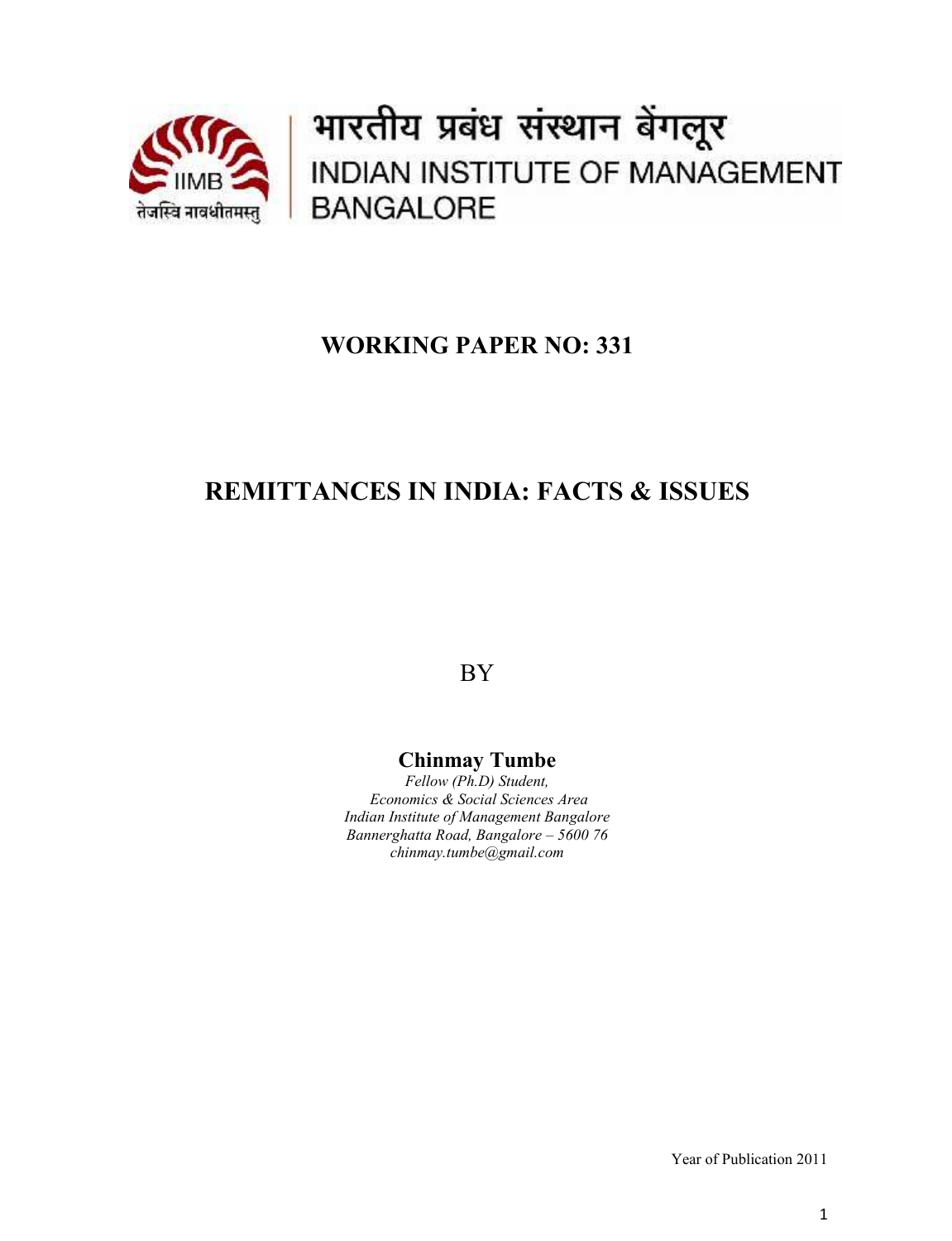भारतीय प्रबंध संस्थान बेंगलूर

INDIAN INSTITUTE OF MANAGEMENT BANGALORE

# WORKING PAPER NO: 331

# REMITTANCES IN INDIA: FACTS & ISSUES

BY

**Chinmay Tumbe**

*Fellow (Ph.D) Student,*
*Economics & Social Sciences Area*
*Indian Institute of Management Bangalore*
*Bannerghatta Road, Bangalore – 5600 76*
*chinmay.tumbe@gmail.com*

Year of Publication 2011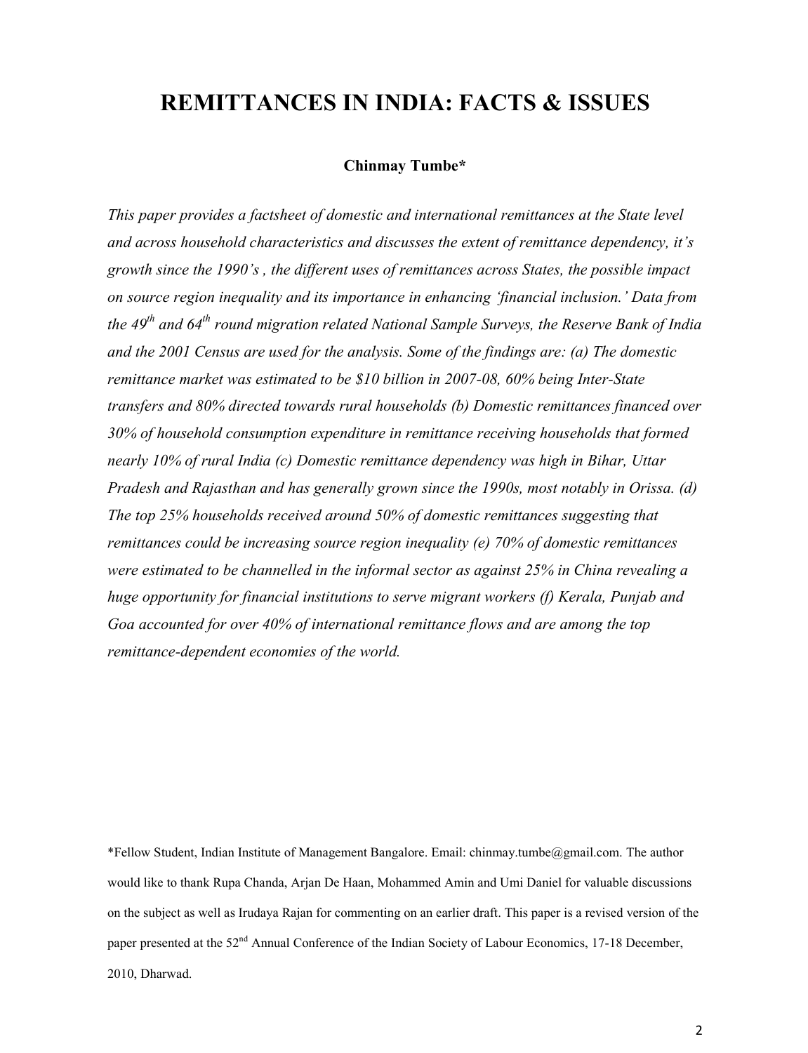# REMITTANCES IN INDIA: FACTS & ISSUES

**Chinmay Tumbe***

*This paper provides a factsheet of domestic and international remittances at the State level and across household characteristics and discusses the extent of remittance dependency, it's growth since the 1990's , the different uses of remittances across States, the possible impact on source region inequality and its importance in enhancing 'financial inclusion.' Data from the 49th and 64th round migration related National Sample Surveys, the Reserve Bank of India and the 2001 Census are used for the analysis. Some of the findings are: (a) The domestic remittance market was estimated to be $10 billion in 2007-08, 60% being Inter-State transfers and 80% directed towards rural households (b) Domestic remittances financed over 30% of household consumption expenditure in remittance receiving households that formed nearly 10% of rural India (c) Domestic remittance dependency was high in Bihar, Uttar Pradesh and Rajasthan and has generally grown since the 1990s, most notably in Orissa. (d) The top 25% households received around 50% of domestic remittances suggesting that remittances could be increasing source region inequality (e) 70% of domestic remittances were estimated to be channelled in the informal sector as against 25% in China revealing a huge opportunity for financial institutions to serve migrant workers (f) Kerala, Punjab and Goa accounted for over 40% of international remittance flows and are among the top remittance-dependent economies of the world.*

*Fellow Student, Indian Institute of Management Bangalore. Email: chinmay.tumbe@gmail.com. The author would like to thank Rupa Chanda, Arjan De Haan, Mohammed Amin and Umi Daniel for valuable discussions on the subject as well as Irudaya Rajan for commenting on an earlier draft. This paper is a revised version of the paper presented at the 52nd Annual Conference of the Indian Society of Labour Economics, 17-18 December, 2010, Dharwad.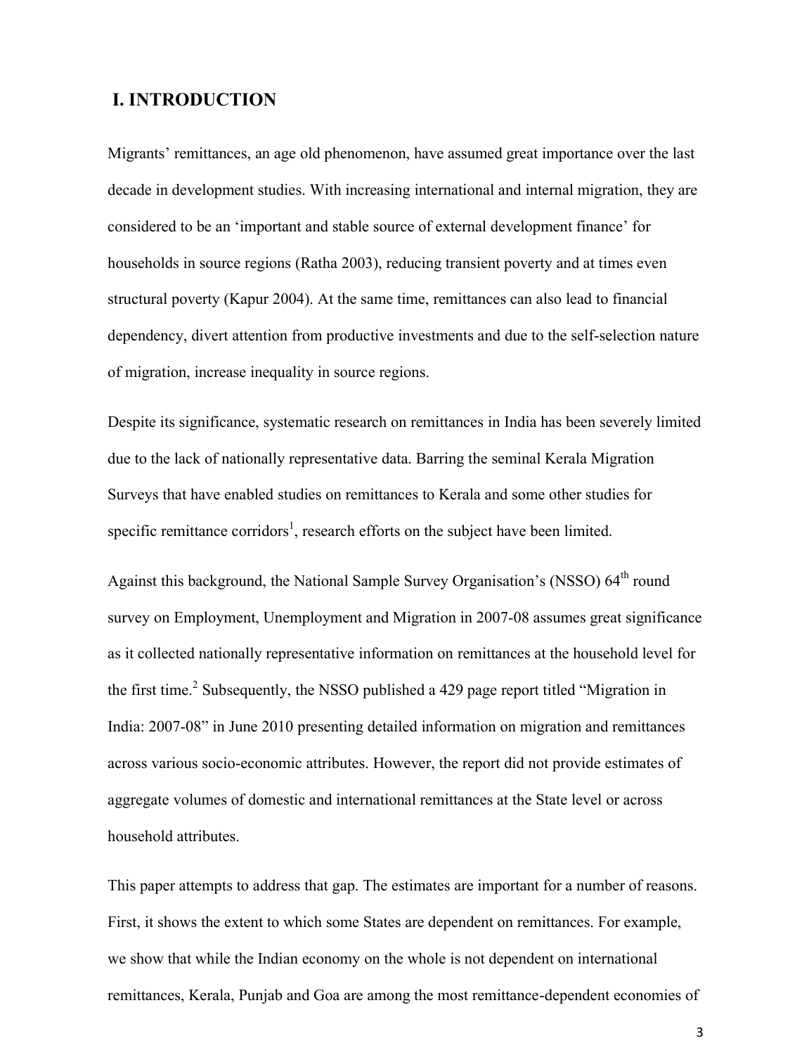## I. INTRODUCTION

Migrants' remittances, an age old phenomenon, have assumed great importance over the last decade in development studies. With increasing international and internal migration, they are considered to be an 'important and stable source of external development finance' for households in source regions (Ratha 2003), reducing transient poverty and at times even structural poverty (Kapur 2004). At the same time, remittances can also lead to financial dependency, divert attention from productive investments and due to the self-selection nature of migration, increase inequality in source regions.

Despite its significance, systematic research on remittances in India has been severely limited due to the lack of nationally representative data. Barring the seminal Kerala Migration Surveys that have enabled studies on remittances to Kerala and some other studies for specific remittance corridors[1], research efforts on the subject have been limited.

Against this background, the National Sample Survey Organisation's (NSSO) 64$^{th}$ round survey on Employment, Unemployment and Migration in 2007-08 assumes great significance as it collected nationally representative information on remittances at the household level for the first time.[2] Subsequently, the NSSO published a 429 page report titled "Migration in India: 2007-08" in June 2010 presenting detailed information on migration and remittances across various socio-economic attributes. However, the report did not provide estimates of aggregate volumes of domestic and international remittances at the State level or across household attributes.

This paper attempts to address that gap. The estimates are important for a number of reasons. First, it shows the extent to which some States are dependent on remittances. For example, we show that while the Indian economy on the whole is not dependent on international remittances, Kerala, Punjab and Goa are among the most remittance-dependent economies of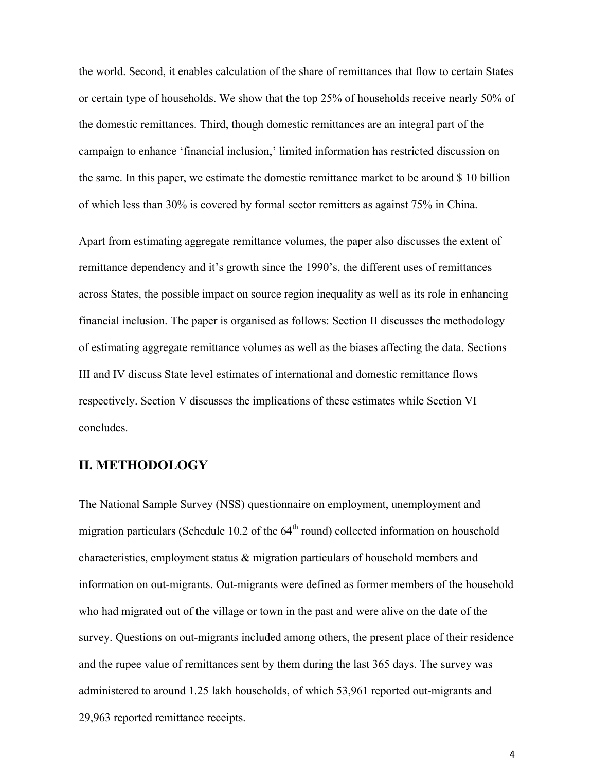the world. Second, it enables calculation of the share of remittances that flow to certain States or certain type of households. We show that the top 25% of households receive nearly 50% of the domestic remittances. Third, though domestic remittances are an integral part of the campaign to enhance 'financial inclusion,' limited information has restricted discussion on the same. In this paper, we estimate the domestic remittance market to be around $ 10 billion of which less than 30% is covered by formal sector remitters as against 75% in China.

Apart from estimating aggregate remittance volumes, the paper also discusses the extent of remittance dependency and it's growth since the 1990's, the different uses of remittances across States, the possible impact on source region inequality as well as its role in enhancing financial inclusion. The paper is organised as follows: Section II discusses the methodology of estimating aggregate remittance volumes as well as the biases affecting the data. Sections III and IV discuss State level estimates of international and domestic remittance flows respectively. Section V discusses the implications of these estimates while Section VI concludes.

## II. METHODOLOGY

The National Sample Survey (NSS) questionnaire on employment, unemployment and migration particulars (Schedule 10.2 of the 64th round) collected information on household characteristics, employment status & migration particulars of household members and information on out-migrants. Out-migrants were defined as former members of the household who had migrated out of the village or town in the past and were alive on the date of the survey. Questions on out-migrants included among others, the present place of their residence and the rupee value of remittances sent by them during the last 365 days. The survey was administered to around 1.25 lakh households, of which 53,961 reported out-migrants and 29,963 reported remittance receipts.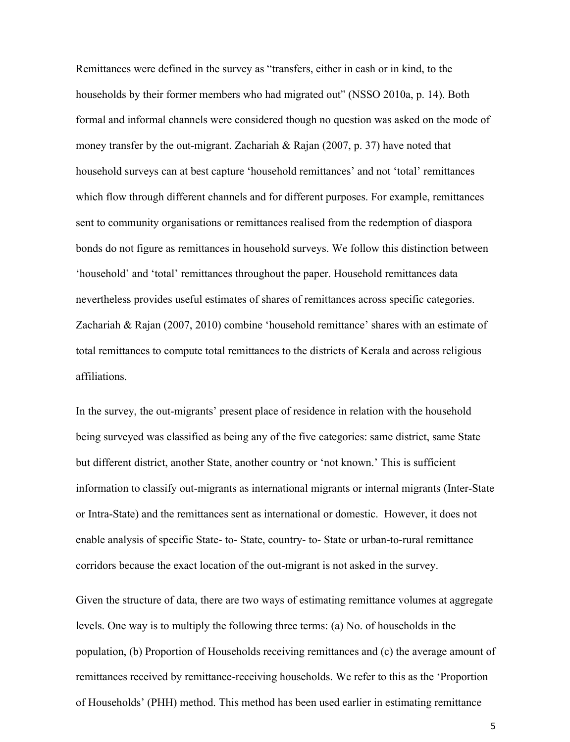Remittances were defined in the survey as "transfers, either in cash or in kind, to the households by their former members who had migrated out" (NSSO 2010a, p. 14). Both formal and informal channels were considered though no question was asked on the mode of money transfer by the out-migrant. Zachariah & Rajan (2007, p. 37) have noted that household surveys can at best capture 'household remittances' and not 'total' remittances which flow through different channels and for different purposes. For example, remittances sent to community organisations or remittances realised from the redemption of diaspora bonds do not figure as remittances in household surveys. We follow this distinction between 'household' and 'total' remittances throughout the paper. Household remittances data nevertheless provides useful estimates of shares of remittances across specific categories. Zachariah & Rajan (2007, 2010) combine 'household remittance' shares with an estimate of total remittances to compute total remittances to the districts of Kerala and across religious affiliations.

In the survey, the out-migrants' present place of residence in relation with the household being surveyed was classified as being any of the five categories: same district, same State but different district, another State, another country or 'not known.' This is sufficient information to classify out-migrants as international migrants or internal migrants (Inter-State or Intra-State) and the remittances sent as international or domestic. However, it does not enable analysis of specific State- to- State, country- to- State or urban-to-rural remittance corridors because the exact location of the out-migrant is not asked in the survey.

Given the structure of data, there are two ways of estimating remittance volumes at aggregate levels. One way is to multiply the following three terms: (a) No. of households in the population, (b) Proportion of Households receiving remittances and (c) the average amount of remittances received by remittance-receiving households. We refer to this as the 'Proportion of Households' (PHH) method. This method has been used earlier in estimating remittance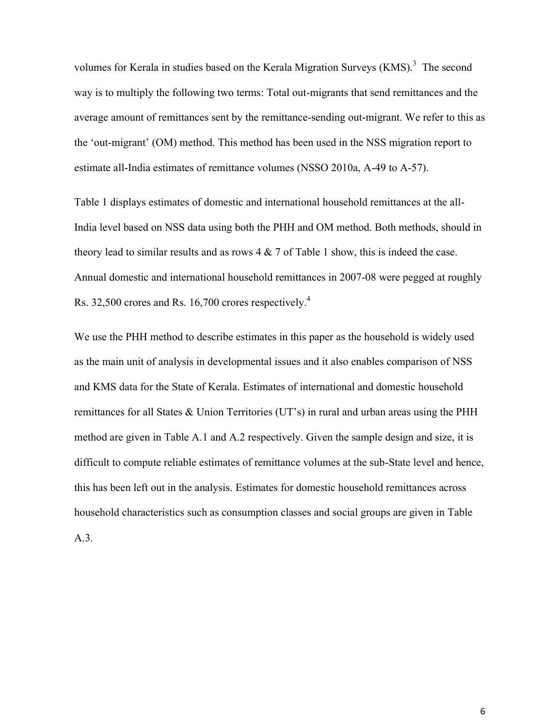volumes for Kerala in studies based on the Kerala Migration Surveys (KMS).[3] The second way is to multiply the following two terms: Total out-migrants that send remittances and the average amount of remittances sent by the remittance-sending out-migrant. We refer to this as the 'out-migrant' (OM) method. This method has been used in the NSS migration report to estimate all-India estimates of remittance volumes (NSSO 2010a, A-49 to A-57).

Table 1 displays estimates of domestic and international household remittances at the all-India level based on NSS data using both the PHH and OM method. Both methods, should in theory lead to similar results and as rows 4 & 7 of Table 1 show, this is indeed the case. Annual domestic and international household remittances in 2007-08 were pegged at roughly Rs. 32,500 crores and Rs. 16,700 crores respectively.[4]

We use the PHH method to describe estimates in this paper as the household is widely used as the main unit of analysis in developmental issues and it also enables comparison of NSS and KMS data for the State of Kerala. Estimates of international and domestic household remittances for all States & Union Territories (UT's) in rural and urban areas using the PHH method are given in Table A.1 and A.2 respectively. Given the sample design and size, it is difficult to compute reliable estimates of remittance volumes at the sub-State level and hence, this has been left out in the analysis. Estimates for domestic household remittances across household characteristics such as consumption classes and social groups are given in Table A.3.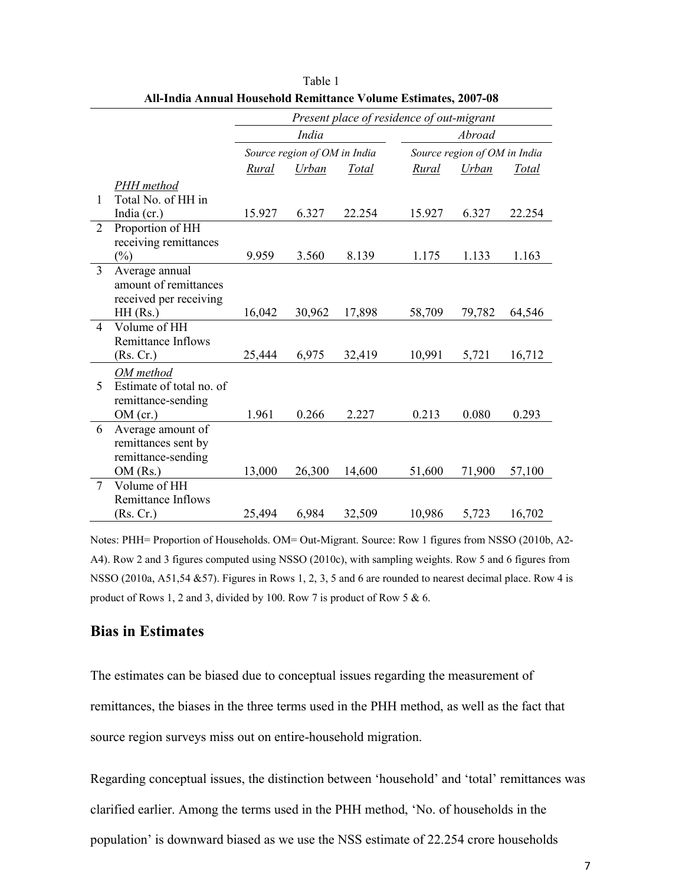Table 1

**All-India Annual Household Remittance Volume Estimates, 2007-08**

| | | *Present place of residence of out-migrant* | | | | | |
|---|---|---|---|---|---|---|---|
| | | *India* | | | *Abroad* | | |
| | | *Source region of OM in India* | | | *Source region of OM in India* | | |
| | | *Rural* | *Urban* | *Total* | *Rural* | *Urban* | *Total* |
| | *PHH method* | | | | | | |
| 1 | Total No. of HH in India (cr.) | 15.927 | 6.327 | 22.254 | 15.927 | 6.327 | 22.254 |
| 2 | Proportion of HH receiving remittances (%) | 9.959 | 3.560 | 8.139 | 1.175 | 1.133 | 1.163 |
| 3 | Average annual amount of remittances received per receiving HH (Rs.) | 16,042 | 30,962 | 17,898 | 58,709 | 79,782 | 64,546 |
| 4 | Volume of HH Remittance Inflows (Rs. Cr.) | 25,444 | 6,975 | 32,419 | 10,991 | 5,721 | 16,712 |
| | *OM method* | | | | | | |
| 5 | Estimate of total no. of remittance-sending OM (cr.) | 1.961 | 0.266 | 2.227 | 0.213 | 0.080 | 0.293 |
| 6 | Average amount of remittances sent by remittance-sending OM (Rs.) | 13,000 | 26,300 | 14,600 | 51,600 | 71,900 | 57,100 |
| 7 | Volume of HH Remittance Inflows (Rs. Cr.) | 25,494 | 6,984 | 32,509 | 10,986 | 5,723 | 16,702 |

Notes: PHH= Proportion of Households. OM= Out-Migrant. Source: Row 1 figures from NSSO (2010b, A2-A4). Row 2 and 3 figures computed using NSSO (2010c), with sampling weights. Row 5 and 6 figures from NSSO (2010a, A51,54 &57). Figures in Rows 1, 2, 3, 5 and 6 are rounded to nearest decimal place. Row 4 is product of Rows 1, 2 and 3, divided by 100. Row 7 is product of Row 5 & 6.

## Bias in Estimates

The estimates can be biased due to conceptual issues regarding the measurement of remittances, the biases in the three terms used in the PHH method, as well as the fact that source region surveys miss out on entire-household migration.

Regarding conceptual issues, the distinction between 'household' and 'total' remittances was clarified earlier. Among the terms used in the PHH method, 'No. of households in the population' is downward biased as we use the NSS estimate of 22.254 crore households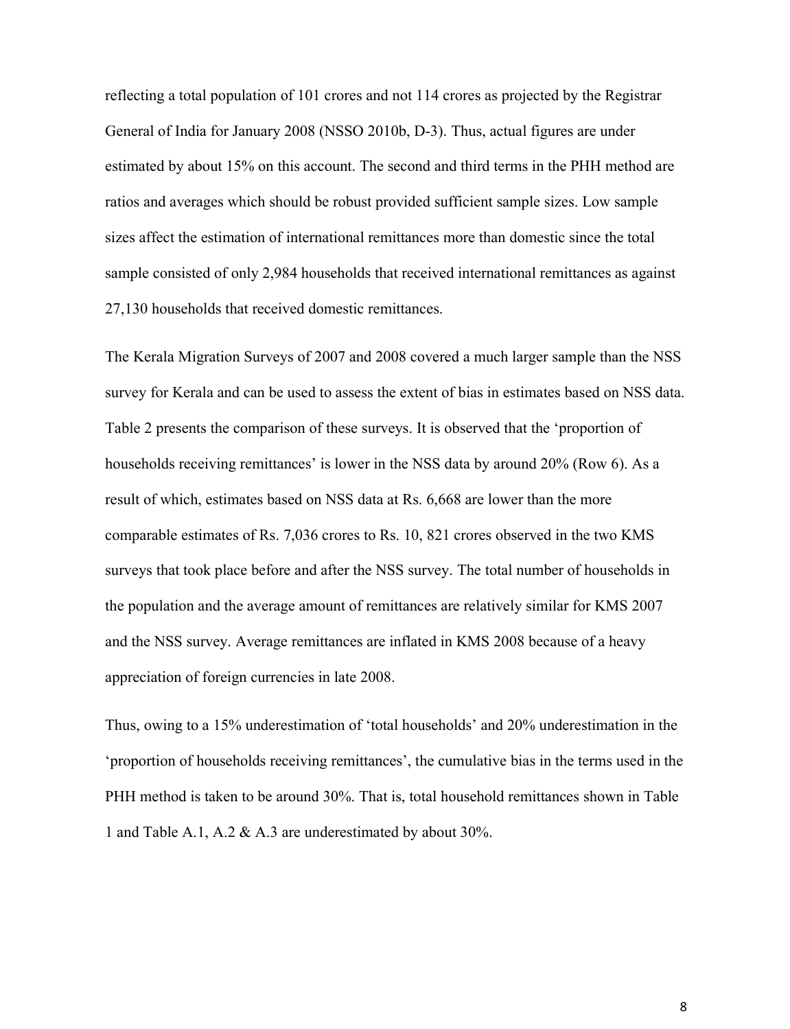reflecting a total population of 101 crores and not 114 crores as projected by the Registrar General of India for January 2008 (NSSO 2010b, D-3). Thus, actual figures are under estimated by about 15% on this account. The second and third terms in the PHH method are ratios and averages which should be robust provided sufficient sample sizes. Low sample sizes affect the estimation of international remittances more than domestic since the total sample consisted of only 2,984 households that received international remittances as against 27,130 households that received domestic remittances.

The Kerala Migration Surveys of 2007 and 2008 covered a much larger sample than the NSS survey for Kerala and can be used to assess the extent of bias in estimates based on NSS data. Table 2 presents the comparison of these surveys. It is observed that the 'proportion of households receiving remittances' is lower in the NSS data by around 20% (Row 6). As a result of which, estimates based on NSS data at Rs. 6,668 are lower than the more comparable estimates of Rs. 7,036 crores to Rs. 10, 821 crores observed in the two KMS surveys that took place before and after the NSS survey. The total number of households in the population and the average amount of remittances are relatively similar for KMS 2007 and the NSS survey. Average remittances are inflated in KMS 2008 because of a heavy appreciation of foreign currencies in late 2008.

Thus, owing to a 15% underestimation of 'total households' and 20% underestimation in the 'proportion of households receiving remittances', the cumulative bias in the terms used in the PHH method is taken to be around 30%. That is, total household remittances shown in Table 1 and Table A.1, A.2 & A.3 are underestimated by about 30%.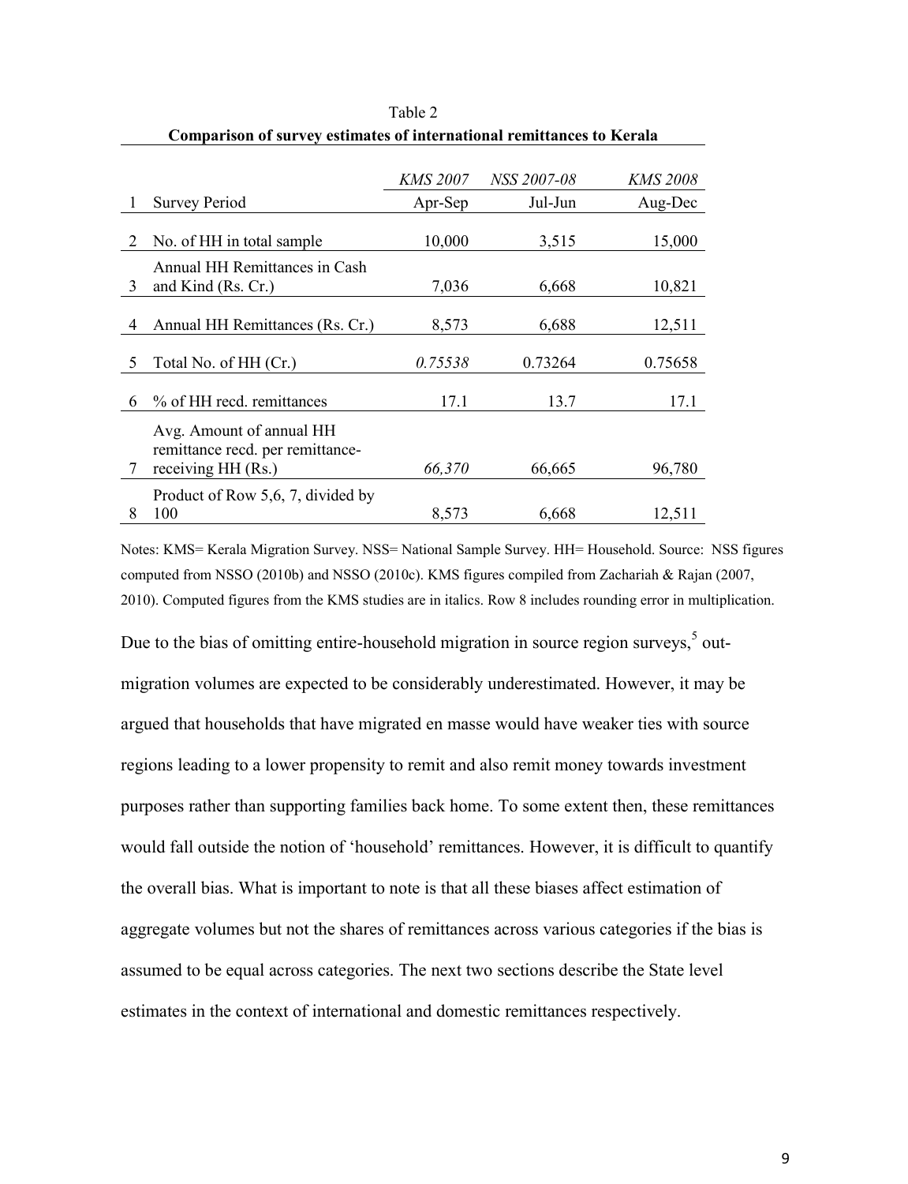Table 2

**Comparison of survey estimates of international remittances to Kerala**

| | | *KMS 2007* | *NSS 2007-08* | *KMS 2008* |
|---|---|---|---|---|
| 1 | Survey Period | Apr-Sep | Jul-Jun | Aug-Dec |
| 2 | No. of HH in total sample | 10,000 | 3,515 | 15,000 |
| 3 | Annual HH Remittances in Cash and Kind (Rs. Cr.) | 7,036 | 6,668 | 10,821 |
| 4 | Annual HH Remittances (Rs. Cr.) | 8,573 | 6,688 | 12,511 |
| 5 | Total No. of HH (Cr.) | *0.75538* | 0.73264 | 0.75658 |
| 6 | % of HH recd. remittances | 17.1 | 13.7 | 17.1 |
| 7 | Avg. Amount of annual HH remittance recd. per remittance-receiving HH (Rs.) | *66,370* | 66,665 | 96,780 |
| 8 | Product of Row 5,6, 7, divided by 100 | 8,573 | 6,668 | 12,511 |

Notes: KMS= Kerala Migration Survey. NSS= National Sample Survey. HH= Household. Source: NSS figures computed from NSSO (2010b) and NSSO (2010c). KMS figures compiled from Zachariah & Rajan (2007, 2010). Computed figures from the KMS studies are in italics. Row 8 includes rounding error in multiplication.

Due to the bias of omitting entire-household migration in source region surveys,[5] out-migration volumes are expected to be considerably underestimated. However, it may be argued that households that have migrated en masse would have weaker ties with source regions leading to a lower propensity to remit and also remit money towards investment purposes rather than supporting families back home. To some extent then, these remittances would fall outside the notion of 'household' remittances. However, it is difficult to quantify the overall bias. What is important to note is that all these biases affect estimation of aggregate volumes but not the shares of remittances across various categories if the bias is assumed to be equal across categories. The next two sections describe the State level estimates in the context of international and domestic remittances respectively.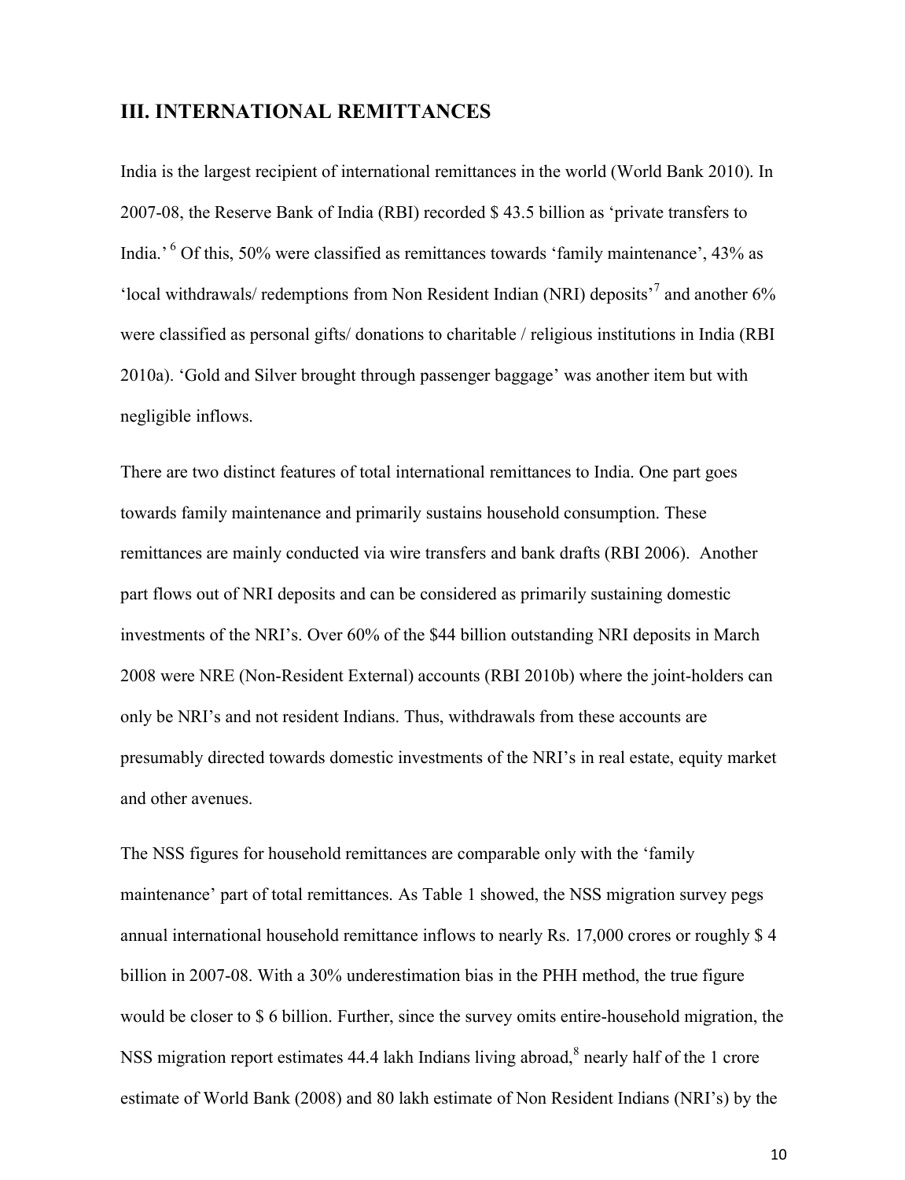## III. INTERNATIONAL REMITTANCES

India is the largest recipient of international remittances in the world (World Bank 2010). In 2007-08, the Reserve Bank of India (RBI) recorded $ 43.5 billion as 'private transfers to India.' [6] Of this, 50% were classified as remittances towards 'family maintenance', 43% as 'local withdrawals/ redemptions from Non Resident Indian (NRI) deposits'[7] and another 6% were classified as personal gifts/ donations to charitable / religious institutions in India (RBI 2010a). 'Gold and Silver brought through passenger baggage' was another item but with negligible inflows.

There are two distinct features of total international remittances to India. One part goes towards family maintenance and primarily sustains household consumption. These remittances are mainly conducted via wire transfers and bank drafts (RBI 2006). Another part flows out of NRI deposits and can be considered as primarily sustaining domestic investments of the NRI's. Over 60% of the $44 billion outstanding NRI deposits in March 2008 were NRE (Non-Resident External) accounts (RBI 2010b) where the joint-holders can only be NRI's and not resident Indians. Thus, withdrawals from these accounts are presumably directed towards domestic investments of the NRI's in real estate, equity market and other avenues.

The NSS figures for household remittances are comparable only with the 'family maintenance' part of total remittances. As Table 1 showed, the NSS migration survey pegs annual international household remittance inflows to nearly Rs. 17,000 crores or roughly $ 4 billion in 2007-08. With a 30% underestimation bias in the PHH method, the true figure would be closer to $ 6 billion. Further, since the survey omits entire-household migration, the NSS migration report estimates 44.4 lakh Indians living abroad,[8] nearly half of the 1 crore estimate of World Bank (2008) and 80 lakh estimate of Non Resident Indians (NRI's) by the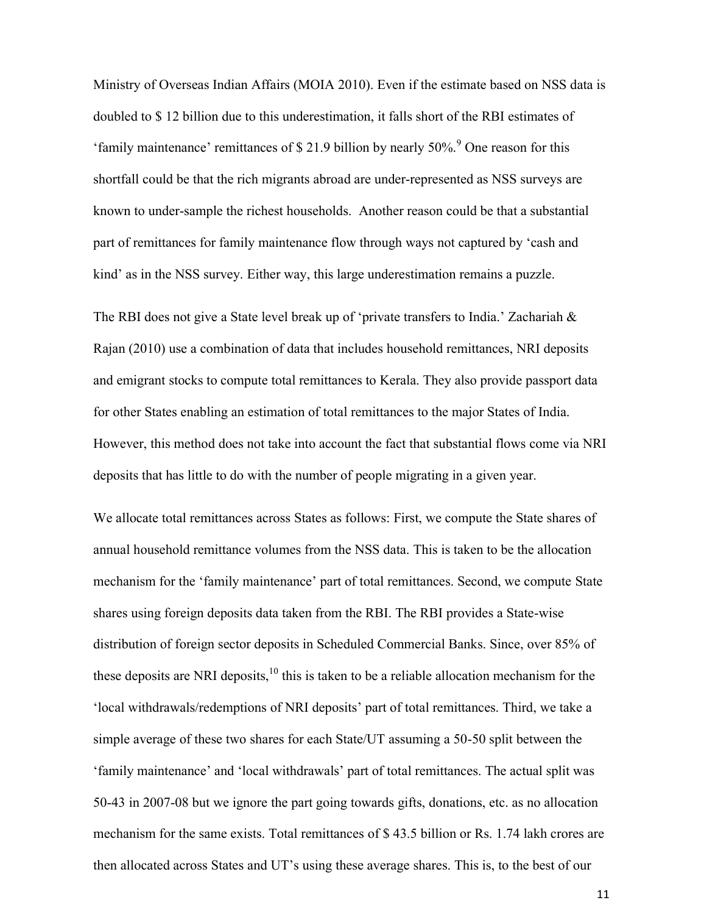Ministry of Overseas Indian Affairs (MOIA 2010). Even if the estimate based on NSS data is doubled to $ 12 billion due to this underestimation, it falls short of the RBI estimates of 'family maintenance' remittances of $ 21.9 billion by nearly 50%.[9] One reason for this shortfall could be that the rich migrants abroad are under-represented as NSS surveys are known to under-sample the richest households. Another reason could be that a substantial part of remittances for family maintenance flow through ways not captured by 'cash and kind' as in the NSS survey. Either way, this large underestimation remains a puzzle.

The RBI does not give a State level break up of 'private transfers to India.' Zachariah & Rajan (2010) use a combination of data that includes household remittances, NRI deposits and emigrant stocks to compute total remittances to Kerala. They also provide passport data for other States enabling an estimation of total remittances to the major States of India. However, this method does not take into account the fact that substantial flows come via NRI deposits that has little to do with the number of people migrating in a given year.

We allocate total remittances across States as follows: First, we compute the State shares of annual household remittance volumes from the NSS data. This is taken to be the allocation mechanism for the 'family maintenance' part of total remittances. Second, we compute State shares using foreign deposits data taken from the RBI. The RBI provides a State-wise distribution of foreign sector deposits in Scheduled Commercial Banks. Since, over 85% of these deposits are NRI deposits,[10] this is taken to be a reliable allocation mechanism for the 'local withdrawals/redemptions of NRI deposits' part of total remittances. Third, we take a simple average of these two shares for each State/UT assuming a 50-50 split between the 'family maintenance' and 'local withdrawals' part of total remittances. The actual split was 50-43 in 2007-08 but we ignore the part going towards gifts, donations, etc. as no allocation mechanism for the same exists. Total remittances of $ 43.5 billion or Rs. 1.74 lakh crores are then allocated across States and UT's using these average shares. This is, to the best of our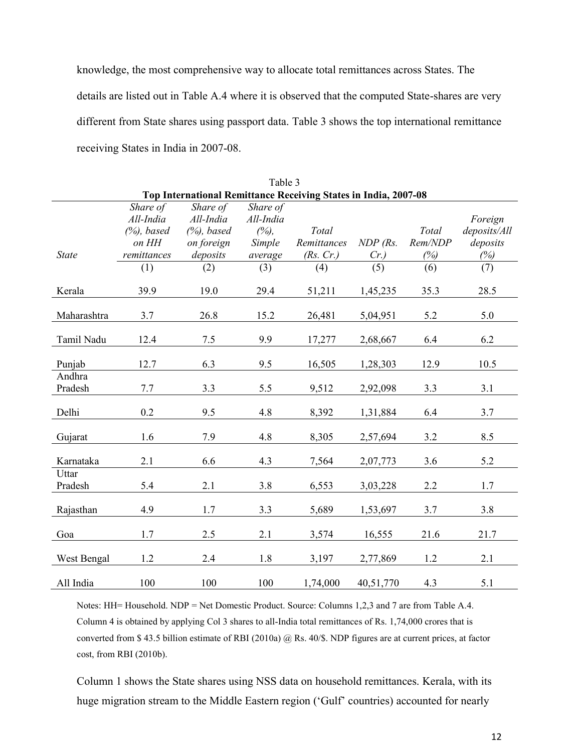knowledge, the most comprehensive way to allocate total remittances across States. The details are listed out in Table A.4 where it is observed that the computed State-shares are very different from State shares using passport data. Table 3 shows the top international remittance receiving States in India in 2007-08.

Table 3

**Top International Remittance Receiving States in India, 2007-08**

| *State* | *Share of All-India (%), based on HH remittances* | *Share of All-India (%), based on foreign deposits* | *Share of All-India (%), Simple average* | *Total Remittances (Rs. Cr.)* | *NDP (Rs. Cr.)* | *Total Rem/NDP (%)* | *Foreign deposits/All deposits (%)* |
|---|---|---|---|---|---|---|---|
| | (1) | (2) | (3) | (4) | (5) | (6) | (7) |
| Kerala | 39.9 | 19.0 | 29.4 | 51,211 | 1,45,235 | 35.3 | 28.5 |
| Maharashtra | 3.7 | 26.8 | 15.2 | 26,481 | 5,04,951 | 5.2 | 5.0 |
| Tamil Nadu | 12.4 | 7.5 | 9.9 | 17,277 | 2,68,667 | 6.4 | 6.2 |
| Punjab | 12.7 | 6.3 | 9.5 | 16,505 | 1,28,303 | 12.9 | 10.5 |
| Andhra Pradesh | 7.7 | 3.3 | 5.5 | 9,512 | 2,92,098 | 3.3 | 3.1 |
| Delhi | 0.2 | 9.5 | 4.8 | 8,392 | 1,31,884 | 6.4 | 3.7 |
| Gujarat | 1.6 | 7.9 | 4.8 | 8,305 | 2,57,694 | 3.2 | 8.5 |
| Karnataka | 2.1 | 6.6 | 4.3 | 7,564 | 2,07,773 | 3.6 | 5.2 |
| Uttar Pradesh | 5.4 | 2.1 | 3.8 | 6,553 | 3,03,228 | 2.2 | 1.7 |
| Rajasthan | 4.9 | 1.7 | 3.3 | 5,689 | 1,53,697 | 3.7 | 3.8 |
| Goa | 1.7 | 2.5 | 2.1 | 3,574 | 16,555 | 21.6 | 21.7 |
| West Bengal | 1.2 | 2.4 | 1.8 | 3,197 | 2,77,869 | 1.2 | 2.1 |
| All India | 100 | 100 | 100 | 1,74,000 | 40,51,770 | 4.3 | 5.1 |

Notes: HH= Household. NDP = Net Domestic Product. Source: Columns 1,2,3 and 7 are from Table A.4. Column 4 is obtained by applying Col 3 shares to all-India total remittances of Rs. 1,74,000 crores that is converted from $ 43.5 billion estimate of RBI (2010a) @ Rs. 40/$. NDP figures are at current prices, at factor cost, from RBI (2010b).

Column 1 shows the State shares using NSS data on household remittances. Kerala, with its huge migration stream to the Middle Eastern region ('Gulf' countries) accounted for nearly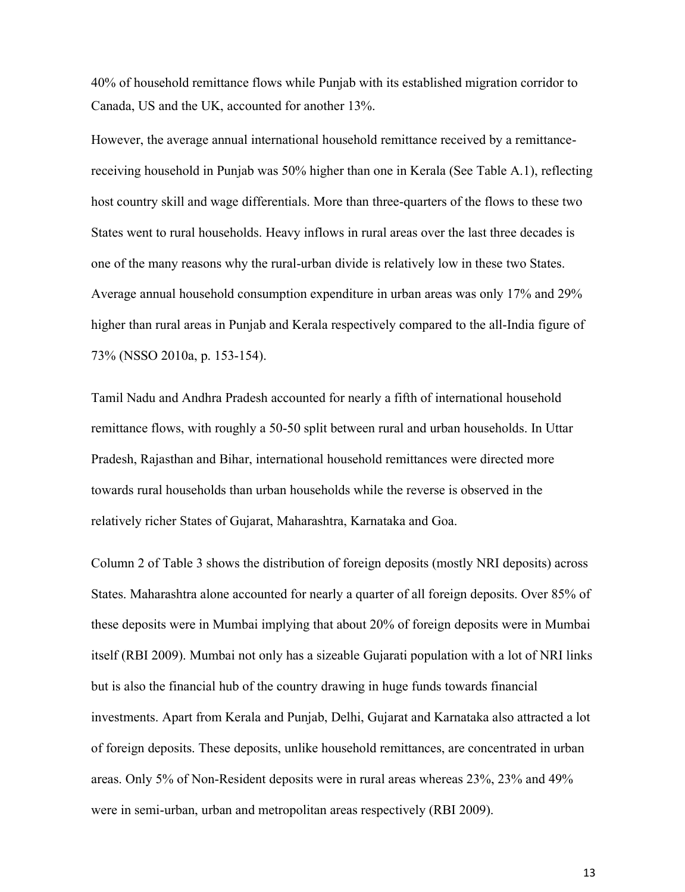40% of household remittance flows while Punjab with its established migration corridor to Canada, US and the UK, accounted for another 13%.

However, the average annual international household remittance received by a remittance-receiving household in Punjab was 50% higher than one in Kerala (See Table A.1), reflecting host country skill and wage differentials. More than three-quarters of the flows to these two States went to rural households. Heavy inflows in rural areas over the last three decades is one of the many reasons why the rural-urban divide is relatively low in these two States. Average annual household consumption expenditure in urban areas was only 17% and 29% higher than rural areas in Punjab and Kerala respectively compared to the all-India figure of 73% (NSSO 2010a, p. 153-154).

Tamil Nadu and Andhra Pradesh accounted for nearly a fifth of international household remittance flows, with roughly a 50-50 split between rural and urban households. In Uttar Pradesh, Rajasthan and Bihar, international household remittances were directed more towards rural households than urban households while the reverse is observed in the relatively richer States of Gujarat, Maharashtra, Karnataka and Goa.

Column 2 of Table 3 shows the distribution of foreign deposits (mostly NRI deposits) across States. Maharashtra alone accounted for nearly a quarter of all foreign deposits. Over 85% of these deposits were in Mumbai implying that about 20% of foreign deposits were in Mumbai itself (RBI 2009). Mumbai not only has a sizeable Gujarati population with a lot of NRI links but is also the financial hub of the country drawing in huge funds towards financial investments. Apart from Kerala and Punjab, Delhi, Gujarat and Karnataka also attracted a lot of foreign deposits. These deposits, unlike household remittances, are concentrated in urban areas. Only 5% of Non-Resident deposits were in rural areas whereas 23%, 23% and 49% were in semi-urban, urban and metropolitan areas respectively (RBI 2009).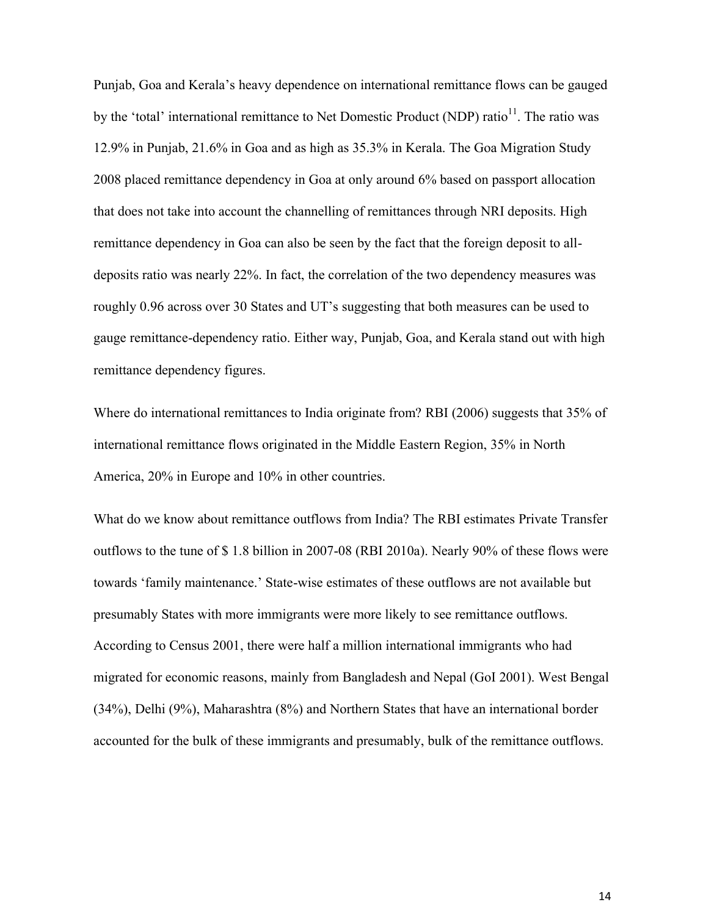Punjab, Goa and Kerala's heavy dependence on international remittance flows can be gauged by the 'total' international remittance to Net Domestic Product (NDP) ratio[11]. The ratio was 12.9% in Punjab, 21.6% in Goa and as high as 35.3% in Kerala. The Goa Migration Study 2008 placed remittance dependency in Goa at only around 6% based on passport allocation that does not take into account the channelling of remittances through NRI deposits. High remittance dependency in Goa can also be seen by the fact that the foreign deposit to all-deposits ratio was nearly 22%. In fact, the correlation of the two dependency measures was roughly 0.96 across over 30 States and UT's suggesting that both measures can be used to gauge remittance-dependency ratio. Either way, Punjab, Goa, and Kerala stand out with high remittance dependency figures.

Where do international remittances to India originate from? RBI (2006) suggests that 35% of international remittance flows originated in the Middle Eastern Region, 35% in North America, 20% in Europe and 10% in other countries.

What do we know about remittance outflows from India? The RBI estimates Private Transfer outflows to the tune of $ 1.8 billion in 2007-08 (RBI 2010a). Nearly 90% of these flows were towards 'family maintenance.' State-wise estimates of these outflows are not available but presumably States with more immigrants were more likely to see remittance outflows. According to Census 2001, there were half a million international immigrants who had migrated for economic reasons, mainly from Bangladesh and Nepal (GoI 2001). West Bengal (34%), Delhi (9%), Maharashtra (8%) and Northern States that have an international border accounted for the bulk of these immigrants and presumably, bulk of the remittance outflows.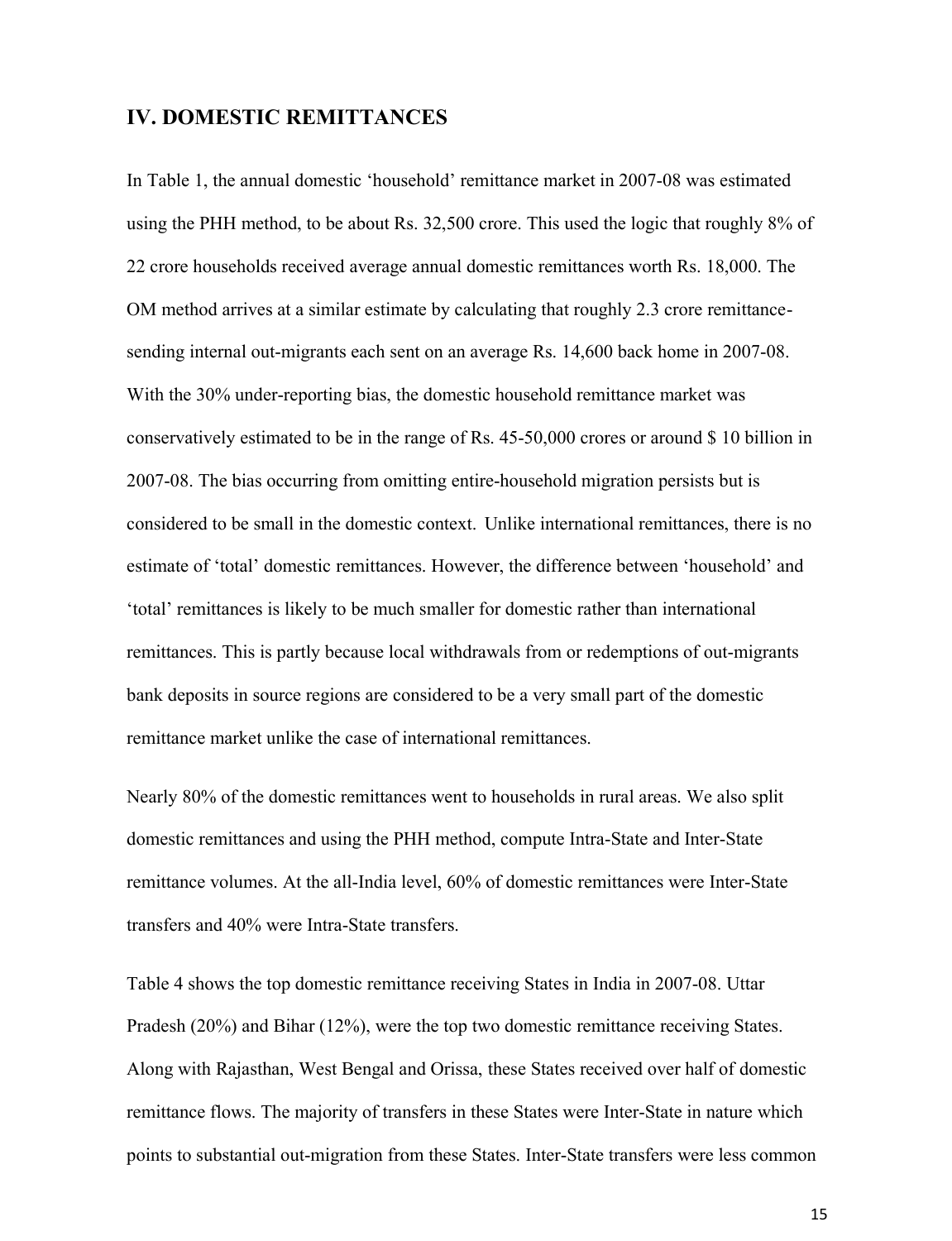## IV. DOMESTIC REMITTANCES

In Table 1, the annual domestic 'household' remittance market in 2007-08 was estimated using the PHH method, to be about Rs. 32,500 crore. This used the logic that roughly 8% of 22 crore households received average annual domestic remittances worth Rs. 18,000. The OM method arrives at a similar estimate by calculating that roughly 2.3 crore remittance-sending internal out-migrants each sent on an average Rs. 14,600 back home in 2007-08. With the 30% under-reporting bias, the domestic household remittance market was conservatively estimated to be in the range of Rs. 45-50,000 crores or around $ 10 billion in 2007-08. The bias occurring from omitting entire-household migration persists but is considered to be small in the domestic context. Unlike international remittances, there is no estimate of 'total' domestic remittances. However, the difference between 'household' and 'total' remittances is likely to be much smaller for domestic rather than international remittances. This is partly because local withdrawals from or redemptions of out-migrants bank deposits in source regions are considered to be a very small part of the domestic remittance market unlike the case of international remittances.

Nearly 80% of the domestic remittances went to households in rural areas. We also split domestic remittances and using the PHH method, compute Intra-State and Inter-State remittance volumes. At the all-India level, 60% of domestic remittances were Inter-State transfers and 40% were Intra-State transfers.

Table 4 shows the top domestic remittance receiving States in India in 2007-08. Uttar Pradesh (20%) and Bihar (12%), were the top two domestic remittance receiving States. Along with Rajasthan, West Bengal and Orissa, these States received over half of domestic remittance flows. The majority of transfers in these States were Inter-State in nature which points to substantial out-migration from these States. Inter-State transfers were less common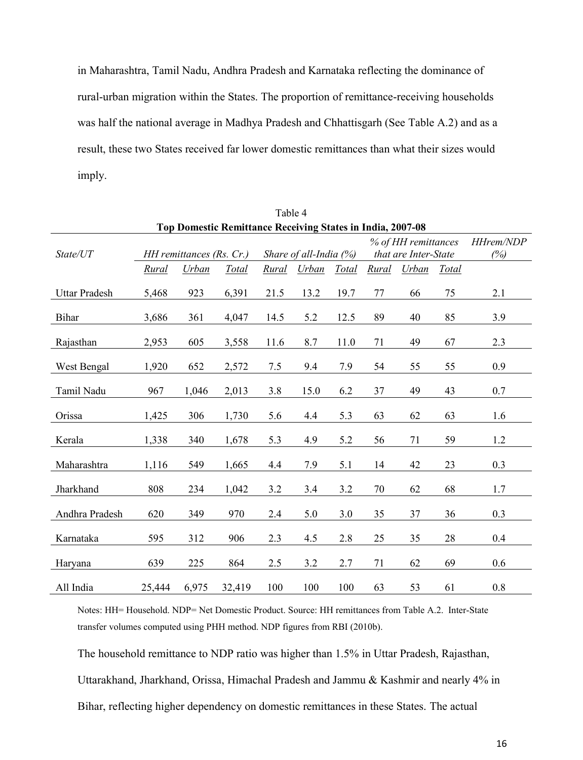in Maharashtra, Tamil Nadu, Andhra Pradesh and Karnataka reflecting the dominance of rural-urban migration within the States. The proportion of remittance-receiving households was half the national average in Madhya Pradesh and Chhattisgarh (See Table A.2) and as a result, these two States received far lower domestic remittances than what their sizes would imply.

Table 4

**Top Domestic Remittance Receiving States in India, 2007-08**

| *State/UT* | *HH remittances (Rs. Cr.)* | | | *Share of all-India (%)* | | | *% of HH remittances that are Inter-State* | | | *HHrem/NDP (%)* |
|---|---|---|---|---|---|---|---|---|---|---|
| | *Rural* | *Urban* | *Total* | *Rural* | *Urban* | *Total* | *Rural* | *Urban* | *Total* | |
| Uttar Pradesh | 5,468 | 923 | 6,391 | 21.5 | 13.2 | 19.7 | 77 | 66 | 75 | 2.1 |
| Bihar | 3,686 | 361 | 4,047 | 14.5 | 5.2 | 12.5 | 89 | 40 | 85 | 3.9 |
| Rajasthan | 2,953 | 605 | 3,558 | 11.6 | 8.7 | 11.0 | 71 | 49 | 67 | 2.3 |
| West Bengal | 1,920 | 652 | 2,572 | 7.5 | 9.4 | 7.9 | 54 | 55 | 55 | 0.9 |
| Tamil Nadu | 967 | 1,046 | 2,013 | 3.8 | 15.0 | 6.2 | 37 | 49 | 43 | 0.7 |
| Orissa | 1,425 | 306 | 1,730 | 5.6 | 4.4 | 5.3 | 63 | 62 | 63 | 1.6 |
| Kerala | 1,338 | 340 | 1,678 | 5.3 | 4.9 | 5.2 | 56 | 71 | 59 | 1.2 |
| Maharashtra | 1,116 | 549 | 1,665 | 4.4 | 7.9 | 5.1 | 14 | 42 | 23 | 0.3 |
| Jharkhand | 808 | 234 | 1,042 | 3.2 | 3.4 | 3.2 | 70 | 62 | 68 | 1.7 |
| Andhra Pradesh | 620 | 349 | 970 | 2.4 | 5.0 | 3.0 | 35 | 37 | 36 | 0.3 |
| Karnataka | 595 | 312 | 906 | 2.3 | 4.5 | 2.8 | 25 | 35 | 28 | 0.4 |
| Haryana | 639 | 225 | 864 | 2.5 | 3.2 | 2.7 | 71 | 62 | 69 | 0.6 |
| All India | 25,444 | 6,975 | 32,419 | 100 | 100 | 100 | 63 | 53 | 61 | 0.8 |

Notes: HH= Household. NDP= Net Domestic Product. Source: HH remittances from Table A.2. Inter-State transfer volumes computed using PHH method. NDP figures from RBI (2010b).

The household remittance to NDP ratio was higher than 1.5% in Uttar Pradesh, Rajasthan, Uttarakhand, Jharkhand, Orissa, Himachal Pradesh and Jammu & Kashmir and nearly 4% in Bihar, reflecting higher dependency on domestic remittances in these States. The actual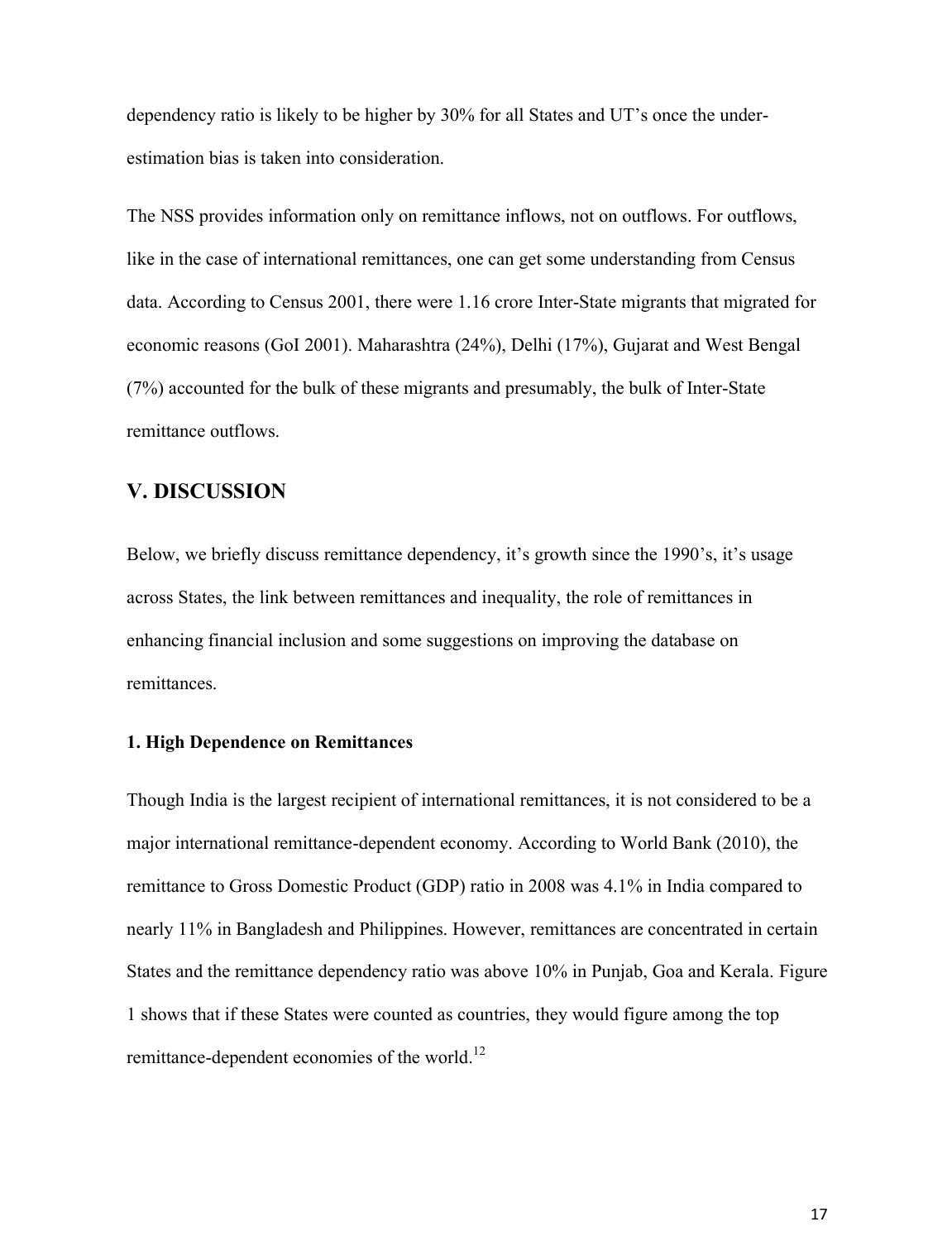dependency ratio is likely to be higher by 30% for all States and UT's once the under-estimation bias is taken into consideration.

The NSS provides information only on remittance inflows, not on outflows. For outflows, like in the case of international remittances, one can get some understanding from Census data. According to Census 2001, there were 1.16 crore Inter-State migrants that migrated for economic reasons (GoI 2001). Maharashtra (24%), Delhi (17%), Gujarat and West Bengal (7%) accounted for the bulk of these migrants and presumably, the bulk of Inter-State remittance outflows.

## V. DISCUSSION

Below, we briefly discuss remittance dependency, it's growth since the 1990's, it's usage across States, the link between remittances and inequality, the role of remittances in enhancing financial inclusion and some suggestions on improving the database on remittances.

### 1. High Dependence on Remittances

Though India is the largest recipient of international remittances, it is not considered to be a major international remittance-dependent economy. According to World Bank (2010), the remittance to Gross Domestic Product (GDP) ratio in 2008 was 4.1% in India compared to nearly 11% in Bangladesh and Philippines. However, remittances are concentrated in certain States and the remittance dependency ratio was above 10% in Punjab, Goa and Kerala. Figure 1 shows that if these States were counted as countries, they would figure among the top remittance-dependent economies of the world.[12]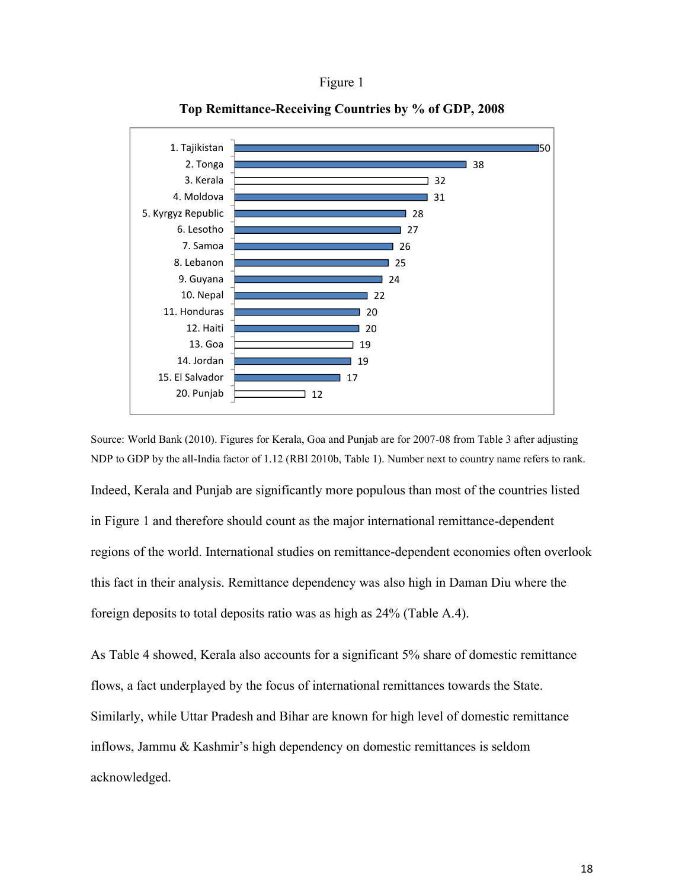Figure 1

**Top Remittance-Receiving Countries by % of GDP, 2008**

| Country | % of GDP |
|---|---|
| 1. Tajikistan | 50 |
| 2. Tonga | 38 |
| 3. Kerala | 32 |
| 4. Moldova | 31 |
| 5. Kyrgyz Republic | 28 |
| 6. Lesotho | 27 |
| 7. Samoa | 26 |
| 8. Lebanon | 25 |
| 9. Guyana | 24 |
| 10. Nepal | 22 |
| 11. Honduras | 20 |
| 12. Haiti | 20 |
| 13. Goa | 19 |
| 14. Jordan | 19 |
| 15. El Salvador | 17 |
| 20. Punjab | 12 |

Source: World Bank (2010). Figures for Kerala, Goa and Punjab are for 2007-08 from Table 3 after adjusting NDP to GDP by the all-India factor of 1.12 (RBI 2010b, Table 1). Number next to country name refers to rank.

Indeed, Kerala and Punjab are significantly more populous than most of the countries listed in Figure 1 and therefore should count as the major international remittance-dependent regions of the world. International studies on remittance-dependent economies often overlook this fact in their analysis. Remittance dependency was also high in Daman Diu where the foreign deposits to total deposits ratio was as high as 24% (Table A.4).

As Table 4 showed, Kerala also accounts for a significant 5% share of domestic remittance flows, a fact underplayed by the focus of international remittances towards the State. Similarly, while Uttar Pradesh and Bihar are known for high level of domestic remittance inflows, Jammu & Kashmir's high dependency on domestic remittances is seldom acknowledged.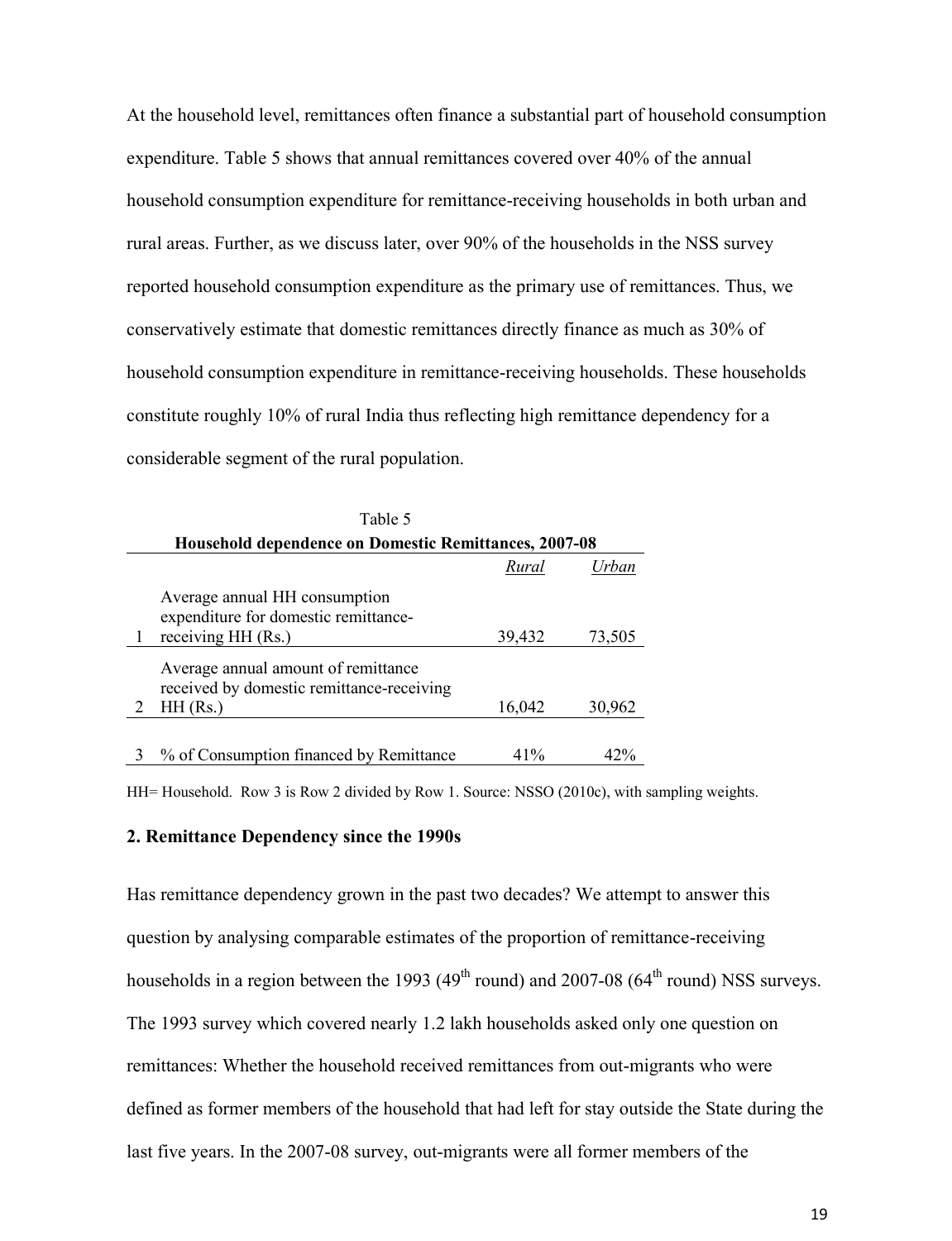At the household level, remittances often finance a substantial part of household consumption expenditure. Table 5 shows that annual remittances covered over 40% of the annual household consumption expenditure for remittance-receiving households in both urban and rural areas. Further, as we discuss later, over 90% of the households in the NSS survey reported household consumption expenditure as the primary use of remittances. Thus, we conservatively estimate that domestic remittances directly finance as much as 30% of household consumption expenditure in remittance-receiving households. These households constitute roughly 10% of rural India thus reflecting high remittance dependency for a considerable segment of the rural population.

Table 5

**Household dependence on Domestic Remittances, 2007-08**

| | | *Rural* | *Urban* |
|---|---|---|---|
| 1 | Average annual HH consumption expenditure for domestic remittance-receiving HH (Rs.) | 39,432 | 73,505 |
| 2 | Average annual amount of remittance received by domestic remittance-receiving HH (Rs.) | 16,042 | 30,962 |
| 3 | % of Consumption financed by Remittance | 41% | 42% |

HH= Household. Row 3 is Row 2 divided by Row 1. Source: NSSO (2010c), with sampling weights.

### 2. Remittance Dependency since the 1990s

Has remittance dependency grown in the past two decades? We attempt to answer this question by analysing comparable estimates of the proportion of remittance-receiving households in a region between the 1993 (49th round) and 2007-08 (64th round) NSS surveys. The 1993 survey which covered nearly 1.2 lakh households asked only one question on remittances: Whether the household received remittances from out-migrants who were defined as former members of the household that had left for stay outside the State during the last five years. In the 2007-08 survey, out-migrants were all former members of the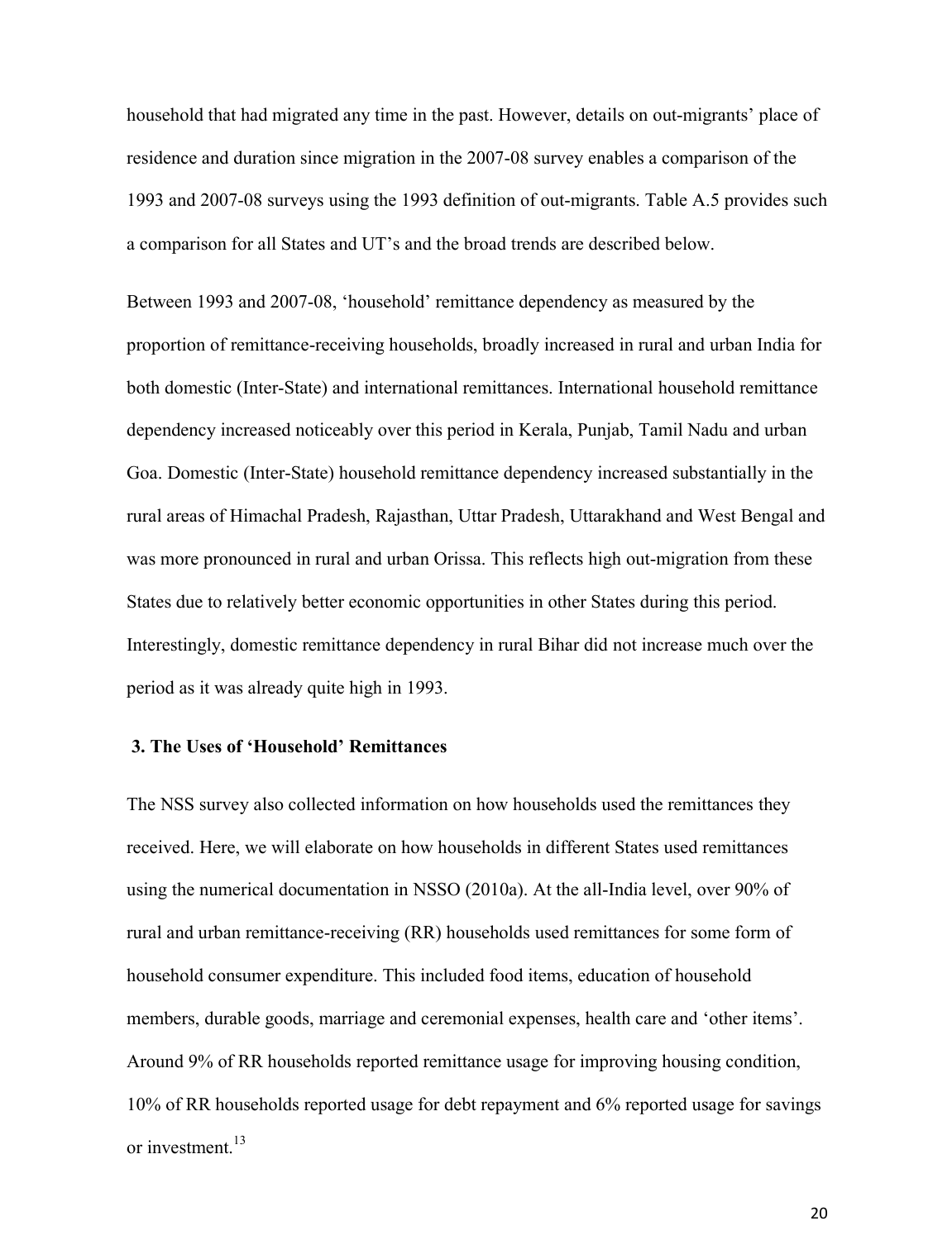household that had migrated any time in the past. However, details on out-migrants' place of residence and duration since migration in the 2007-08 survey enables a comparison of the 1993 and 2007-08 surveys using the 1993 definition of out-migrants. Table A.5 provides such a comparison for all States and UT's and the broad trends are described below.

Between 1993 and 2007-08, 'household' remittance dependency as measured by the proportion of remittance-receiving households, broadly increased in rural and urban India for both domestic (Inter-State) and international remittances. International household remittance dependency increased noticeably over this period in Kerala, Punjab, Tamil Nadu and urban Goa. Domestic (Inter-State) household remittance dependency increased substantially in the rural areas of Himachal Pradesh, Rajasthan, Uttar Pradesh, Uttarakhand and West Bengal and was more pronounced in rural and urban Orissa. This reflects high out-migration from these States due to relatively better economic opportunities in other States during this period. Interestingly, domestic remittance dependency in rural Bihar did not increase much over the period as it was already quite high in 1993.

## 3. The Uses of 'Household' Remittances

The NSS survey also collected information on how households used the remittances they received. Here, we will elaborate on how households in different States used remittances using the numerical documentation in NSSO (2010a). At the all-India level, over 90% of rural and urban remittance-receiving (RR) households used remittances for some form of household consumer expenditure. This included food items, education of household members, durable goods, marriage and ceremonial expenses, health care and 'other items'. Around 9% of RR households reported remittance usage for improving housing condition, 10% of RR households reported usage for debt repayment and 6% reported usage for savings or investment.[13]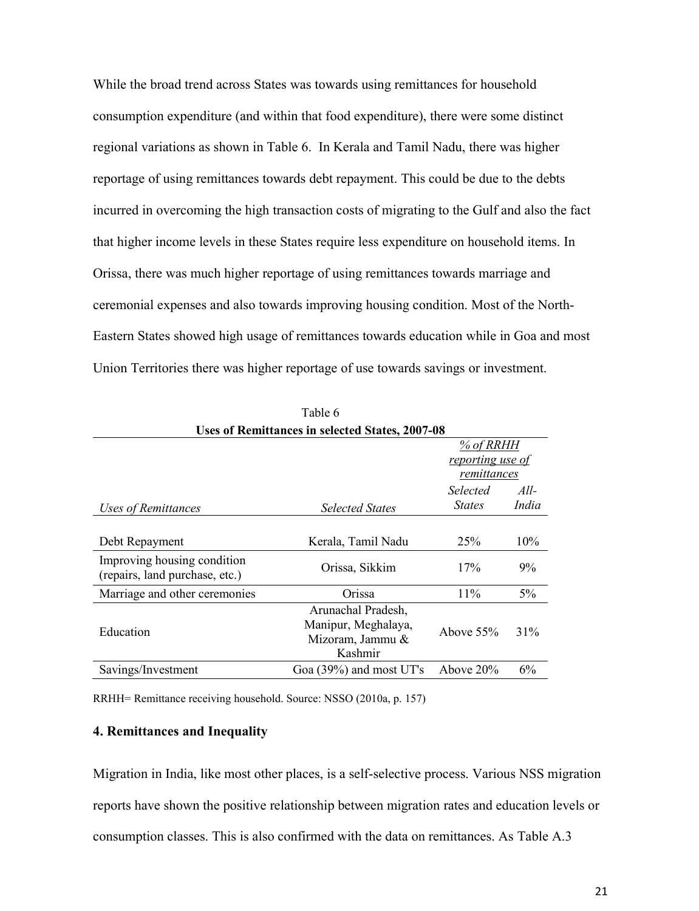While the broad trend across States was towards using remittances for household consumption expenditure (and within that food expenditure), there were some distinct regional variations as shown in Table 6. In Kerala and Tamil Nadu, there was higher reportage of using remittances towards debt repayment. This could be due to the debts incurred in overcoming the high transaction costs of migrating to the Gulf and also the fact that higher income levels in these States require less expenditure on household items. In Orissa, there was much higher reportage of using remittances towards marriage and ceremonial expenses and also towards improving housing condition. Most of the North-Eastern States showed high usage of remittances towards education while in Goa and most Union Territories there was higher reportage of use towards savings or investment.

Table 6

**Uses of Remittances in selected States, 2007-08**

| *Uses of Remittances* | *Selected States* | *% of RRHH reporting use of remittances* | |
|---|---|---|---|
| | | *Selected States* | *All-India* |
| Debt Repayment | Kerala, Tamil Nadu | 25% | 10% |
| Improving housing condition (repairs, land purchase, etc.) | Orissa, Sikkim | 17% | 9% |
| Marriage and other ceremonies | Orissa | 11% | 5% |
| Education | Arunachal Pradesh, Manipur, Meghalaya, Mizoram, Jammu & Kashmir | Above 55% | 31% |
| Savings/Investment | Goa (39%) and most UT's | Above 20% | 6% |

RRHH= Remittance receiving household. Source: NSSO (2010a, p. 157)

### 4. Remittances and Inequality

Migration in India, like most other places, is a self-selective process. Various NSS migration reports have shown the positive relationship between migration rates and education levels or consumption classes. This is also confirmed with the data on remittances. As Table A.3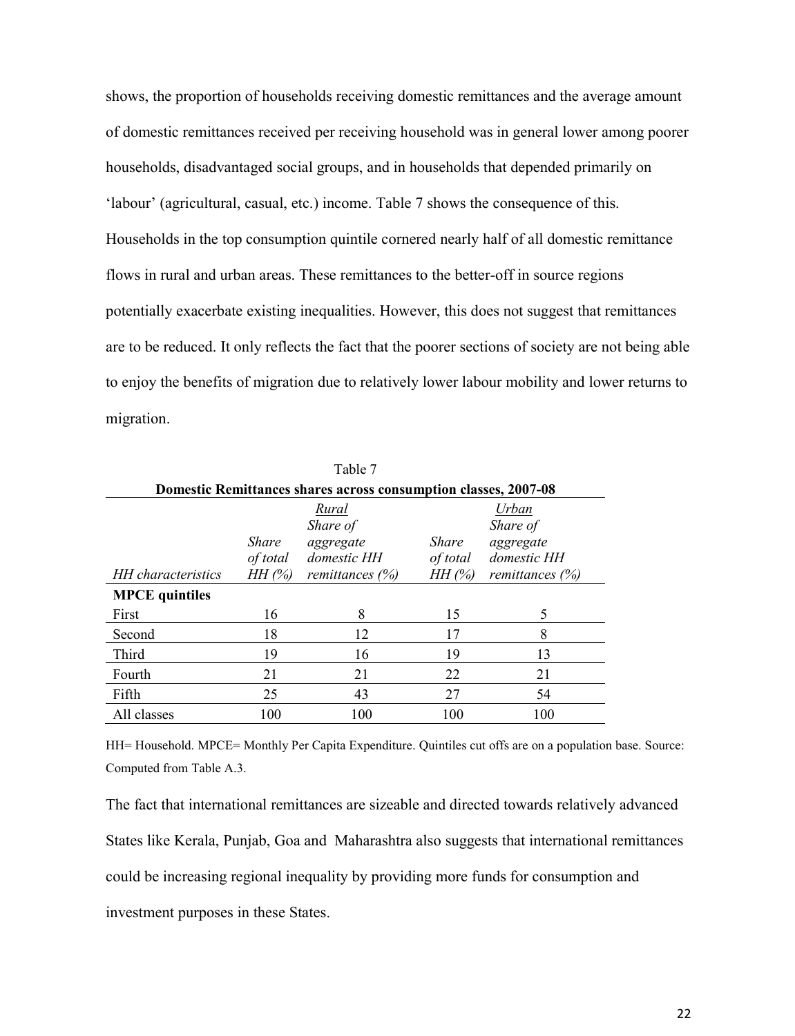shows, the proportion of households receiving domestic remittances and the average amount of domestic remittances received per receiving household was in general lower among poorer households, disadvantaged social groups, and in households that depended primarily on 'labour' (agricultural, casual, etc.) income. Table 7 shows the consequence of this. Households in the top consumption quintile cornered nearly half of all domestic remittance flows in rural and urban areas. These remittances to the better-off in source regions potentially exacerbate existing inequalities. However, this does not suggest that remittances are to be reduced. It only reflects the fact that the poorer sections of society are not being able to enjoy the benefits of migration due to relatively lower labour mobility and lower returns to migration.

Table 7

**Domestic Remittances shares across consumption classes, 2007-08**

| *HH characteristics* | *Rural* | | *Urban* | |
|---|---|---|---|---|
| | *Share of total HH (%)* | *Share of aggregate domestic HH remittances (%)* | *Share of total HH (%)* | *Share of aggregate domestic HH remittances (%)* |
| **MPCE quintiles** | | | | |
| First | 16 | 8 | 15 | 5 |
| Second | 18 | 12 | 17 | 8 |
| Third | 19 | 16 | 19 | 13 |
| Fourth | 21 | 21 | 22 | 21 |
| Fifth | 25 | 43 | 27 | 54 |
| All classes | 100 | 100 | 100 | 100 |

HH= Household. MPCE= Monthly Per Capita Expenditure. Quintiles cut offs are on a population base. Source: Computed from Table A.3.

The fact that international remittances are sizeable and directed towards relatively advanced States like Kerala, Punjab, Goa and Maharashtra also suggests that international remittances could be increasing regional inequality by providing more funds for consumption and investment purposes in these States.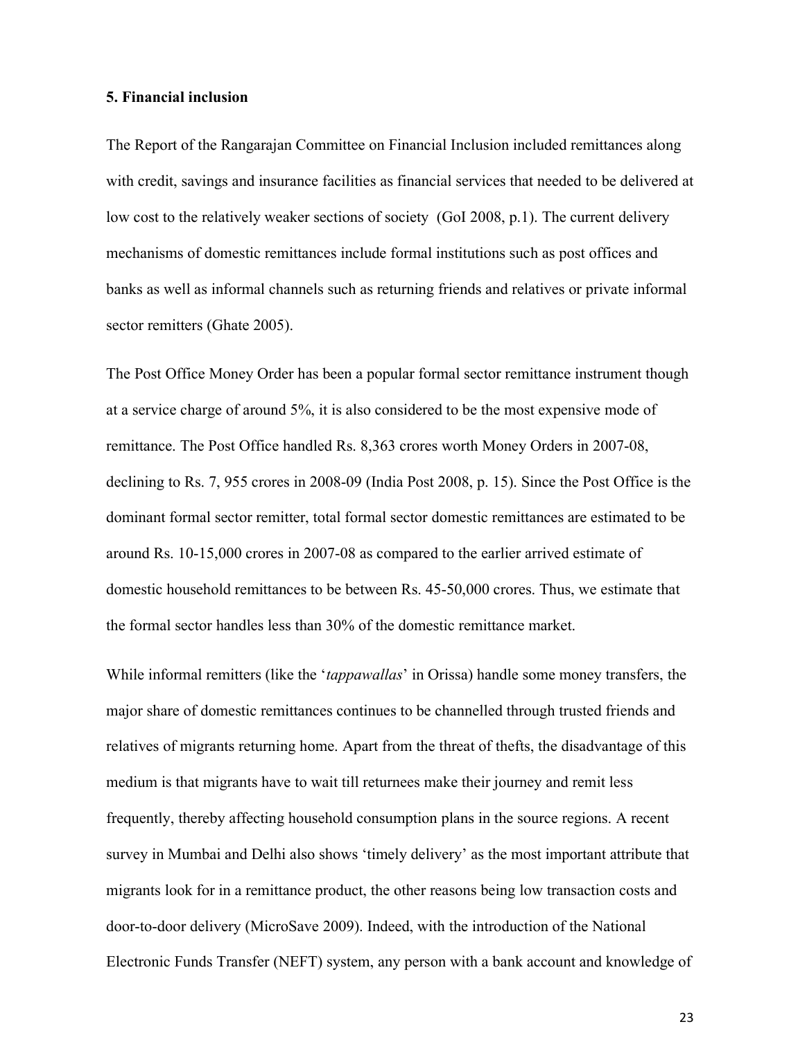### 5. Financial inclusion

The Report of the Rangarajan Committee on Financial Inclusion included remittances along with credit, savings and insurance facilities as financial services that needed to be delivered at low cost to the relatively weaker sections of society (GoI 2008, p.1). The current delivery mechanisms of domestic remittances include formal institutions such as post offices and banks as well as informal channels such as returning friends and relatives or private informal sector remitters (Ghate 2005).

The Post Office Money Order has been a popular formal sector remittance instrument though at a service charge of around 5%, it is also considered to be the most expensive mode of remittance. The Post Office handled Rs. 8,363 crores worth Money Orders in 2007-08, declining to Rs. 7, 955 crores in 2008-09 (India Post 2008, p. 15). Since the Post Office is the dominant formal sector remitter, total formal sector domestic remittances are estimated to be around Rs. 10-15,000 crores in 2007-08 as compared to the earlier arrived estimate of domestic household remittances to be between Rs. 45-50,000 crores. Thus, we estimate that the formal sector handles less than 30% of the domestic remittance market.

While informal remitters (like the '*tappawallas*' in Orissa) handle some money transfers, the major share of domestic remittances continues to be channelled through trusted friends and relatives of migrants returning home. Apart from the threat of thefts, the disadvantage of this medium is that migrants have to wait till returnees make their journey and remit less frequently, thereby affecting household consumption plans in the source regions. A recent survey in Mumbai and Delhi also shows 'timely delivery' as the most important attribute that migrants look for in a remittance product, the other reasons being low transaction costs and door-to-door delivery (MicroSave 2009). Indeed, with the introduction of the National Electronic Funds Transfer (NEFT) system, any person with a bank account and knowledge of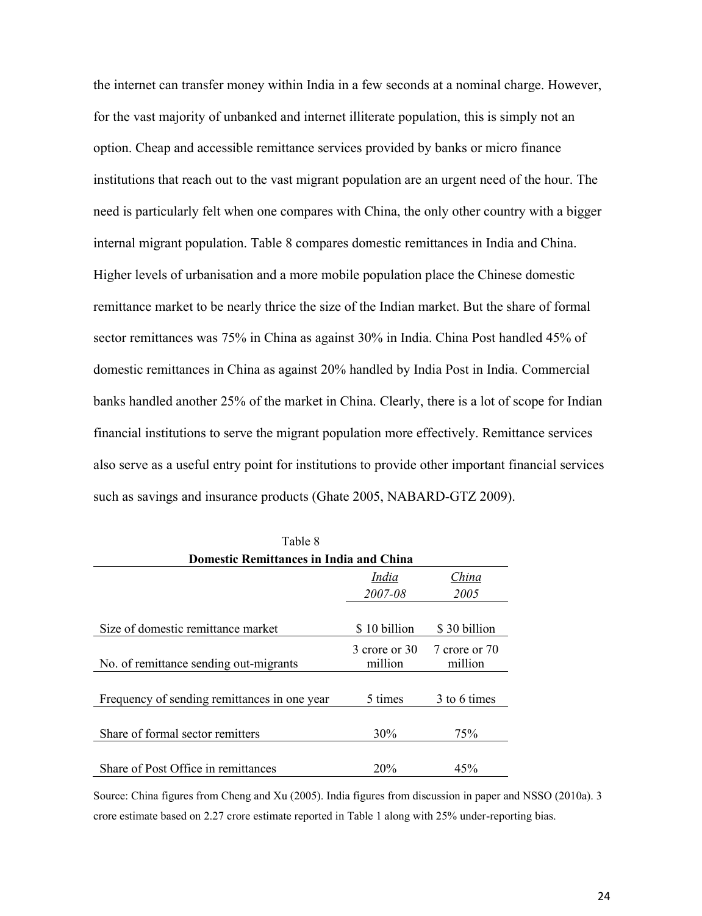the internet can transfer money within India in a few seconds at a nominal charge. However, for the vast majority of unbanked and internet illiterate population, this is simply not an option. Cheap and accessible remittance services provided by banks or micro finance institutions that reach out to the vast migrant population are an urgent need of the hour. The need is particularly felt when one compares with China, the only other country with a bigger internal migrant population. Table 8 compares domestic remittances in India and China. Higher levels of urbanisation and a more mobile population place the Chinese domestic remittance market to be nearly thrice the size of the Indian market. But the share of formal sector remittances was 75% in China as against 30% in India. China Post handled 45% of domestic remittances in China as against 20% handled by India Post in India. Commercial banks handled another 25% of the market in China. Clearly, there is a lot of scope for Indian financial institutions to serve the migrant population more effectively. Remittance services also serve as a useful entry point for institutions to provide other important financial services such as savings and insurance products (Ghate 2005, NABARD-GTZ 2009).

Table 8

**Domestic Remittances in India and China**

| | *India* *2007-08* | *China* *2005* |
|---|---|---|
| Size of domestic remittance market | $ 10 billion | $ 30 billion |
| No. of remittance sending out-migrants | 3 crore or 30 million | 7 crore or 70 million |
| Frequency of sending remittances in one year | 5 times | 3 to 6 times |
| Share of formal sector remitters | 30% | 75% |
| Share of Post Office in remittances | 20% | 45% |

Source: China figures from Cheng and Xu (2005). India figures from discussion in paper and NSSO (2010a). 3 crore estimate based on 2.27 crore estimate reported in Table 1 along with 25% under-reporting bias.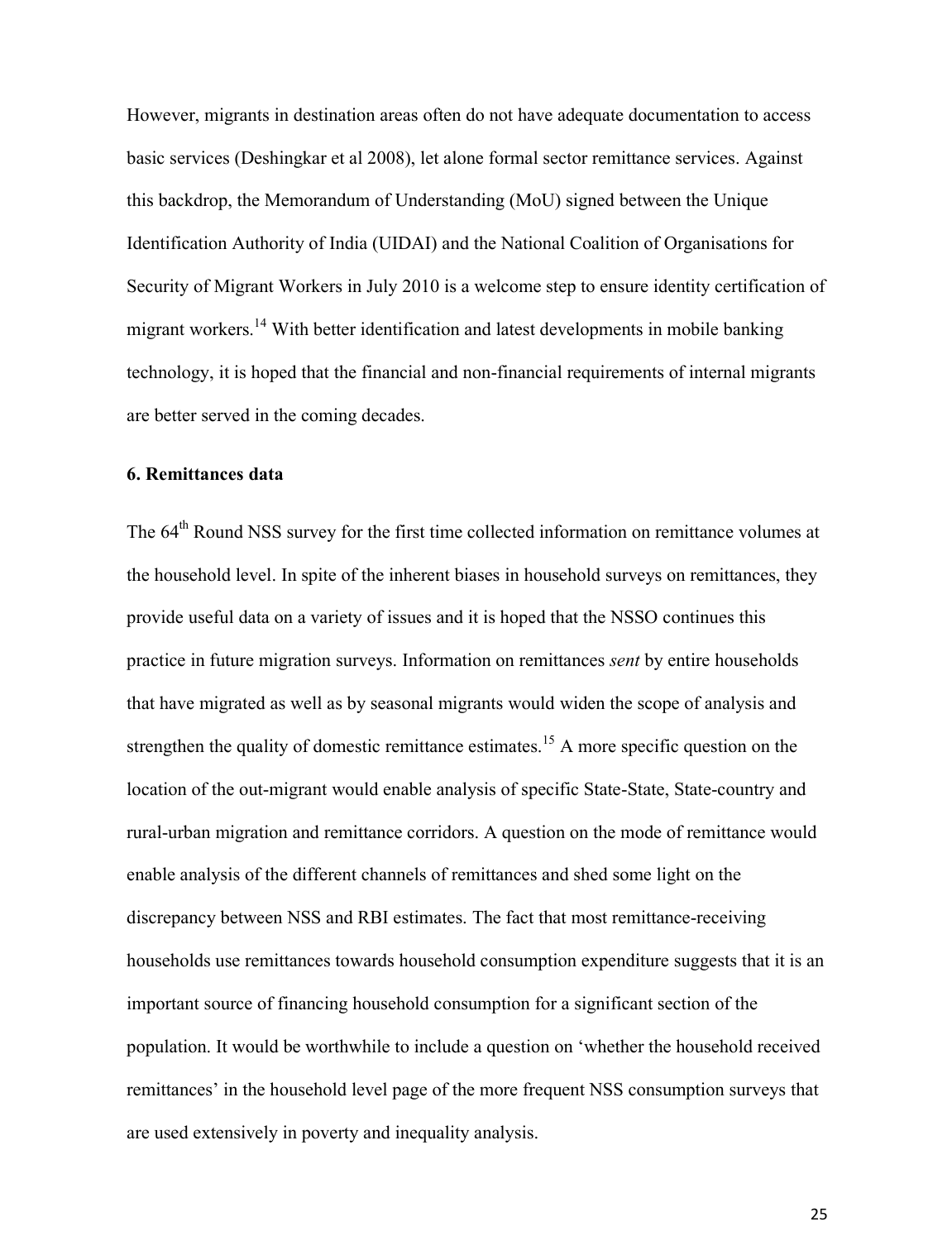However, migrants in destination areas often do not have adequate documentation to access basic services (Deshingkar et al 2008), let alone formal sector remittance services. Against this backdrop, the Memorandum of Understanding (MoU) signed between the Unique Identification Authority of India (UIDAI) and the National Coalition of Organisations for Security of Migrant Workers in July 2010 is a welcome step to ensure identity certification of migrant workers.[14] With better identification and latest developments in mobile banking technology, it is hoped that the financial and non-financial requirements of internal migrants are better served in the coming decades.

### 6. Remittances data

The 64th Round NSS survey for the first time collected information on remittance volumes at the household level. In spite of the inherent biases in household surveys on remittances, they provide useful data on a variety of issues and it is hoped that the NSSO continues this practice in future migration surveys. Information on remittances *sent* by entire households that have migrated as well as by seasonal migrants would widen the scope of analysis and strengthen the quality of domestic remittance estimates.[15] A more specific question on the location of the out-migrant would enable analysis of specific State-State, State-country and rural-urban migration and remittance corridors. A question on the mode of remittance would enable analysis of the different channels of remittances and shed some light on the discrepancy between NSS and RBI estimates. The fact that most remittance-receiving households use remittances towards household consumption expenditure suggests that it is an important source of financing household consumption for a significant section of the population. It would be worthwhile to include a question on 'whether the household received remittances' in the household level page of the more frequent NSS consumption surveys that are used extensively in poverty and inequality analysis.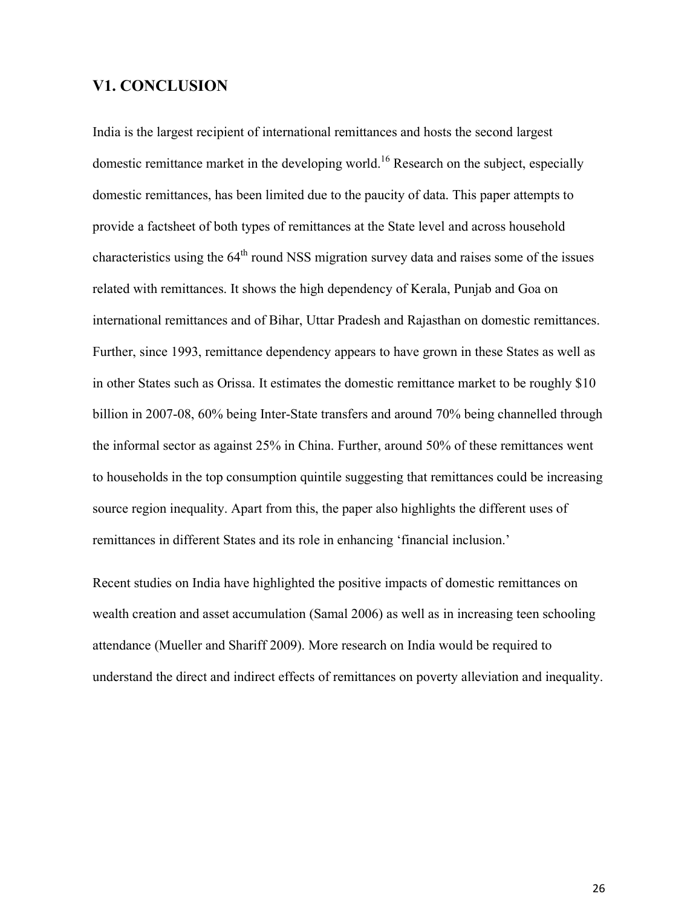## V1. CONCLUSION

India is the largest recipient of international remittances and hosts the second largest domestic remittance market in the developing world.[16] Research on the subject, especially domestic remittances, has been limited due to the paucity of data. This paper attempts to provide a factsheet of both types of remittances at the State level and across household characteristics using the 64th round NSS migration survey data and raises some of the issues related with remittances. It shows the high dependency of Kerala, Punjab and Goa on international remittances and of Bihar, Uttar Pradesh and Rajasthan on domestic remittances. Further, since 1993, remittance dependency appears to have grown in these States as well as in other States such as Orissa. It estimates the domestic remittance market to be roughly $10 billion in 2007-08, 60% being Inter-State transfers and around 70% being channelled through the informal sector as against 25% in China. Further, around 50% of these remittances went to households in the top consumption quintile suggesting that remittances could be increasing source region inequality. Apart from this, the paper also highlights the different uses of remittances in different States and its role in enhancing 'financial inclusion.'

Recent studies on India have highlighted the positive impacts of domestic remittances on wealth creation and asset accumulation (Samal 2006) as well as in increasing teen schooling attendance (Mueller and Shariff 2009). More research on India would be required to understand the direct and indirect effects of remittances on poverty alleviation and inequality.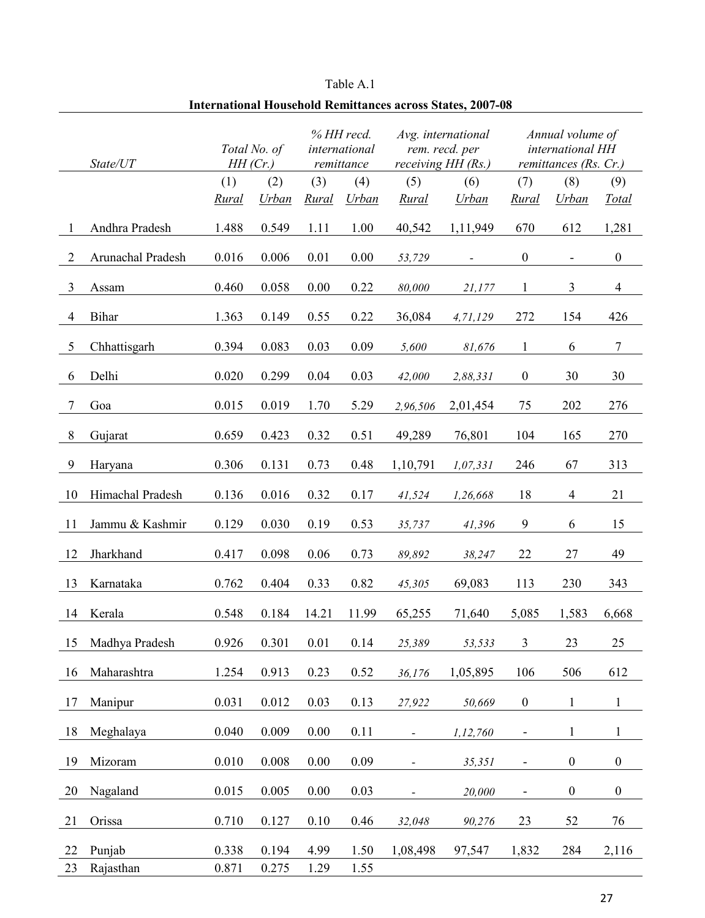Table A.1

**International Household Remittances across States, 2007-08**

| | *State/UT* | *Total No. of HH (Cr.)* | | *% HH recd. international remittance* | | *Avg. international rem. recd. per receiving HH (Rs.)* | | *Annual volume of international HH remittances (Rs. Cr.)* | | |
|---|---|---|---|---|---|---|---|---|---|---|
| | | (1) *Rural* | (2) *Urban* | (3) *Rural* | (4) *Urban* | (5) *Rural* | (6) *Urban* | (7) *Rural* | (8) *Urban* | (9) *Total* |
| 1 | Andhra Pradesh | 1.488 | 0.549 | 1.11 | 1.00 | 40,542 | 1,11,949 | 670 | 612 | 1,281 |
| 2 | Arunachal Pradesh | 0.016 | 0.006 | 0.01 | 0.00 | *53,729* | - | 0 | - | 0 |
| 3 | Assam | 0.460 | 0.058 | 0.00 | 0.22 | *80,000* | *21,177* | 1 | 3 | 4 |
| 4 | Bihar | 1.363 | 0.149 | 0.55 | 0.22 | 36,084 | *4,71,129* | 272 | 154 | 426 |
| 5 | Chhattisgarh | 0.394 | 0.083 | 0.03 | 0.09 | *5,600* | *81,676* | 1 | 6 | 7 |
| 6 | Delhi | 0.020 | 0.299 | 0.04 | 0.03 | *42,000* | *2,88,331* | 0 | 30 | 30 |
| 7 | Goa | 0.015 | 0.019 | 1.70 | 5.29 | *2,96,506* | 2,01,454 | 75 | 202 | 276 |
| 8 | Gujarat | 0.659 | 0.423 | 0.32 | 0.51 | 49,289 | 76,801 | 104 | 165 | 270 |
| 9 | Haryana | 0.306 | 0.131 | 0.73 | 0.48 | 1,10,791 | *1,07,331* | 246 | 67 | 313 |
| 10 | Himachal Pradesh | 0.136 | 0.016 | 0.32 | 0.17 | *41,524* | *1,26,668* | 18 | 4 | 21 |
| 11 | Jammu & Kashmir | 0.129 | 0.030 | 0.19 | 0.53 | *35,737* | *41,396* | 9 | 6 | 15 |
| 12 | Jharkhand | 0.417 | 0.098 | 0.06 | 0.73 | *89,892* | *38,247* | 22 | 27 | 49 |
| 13 | Karnataka | 0.762 | 0.404 | 0.33 | 0.82 | *45,305* | 69,083 | 113 | 230 | 343 |
| 14 | Kerala | 0.548 | 0.184 | 14.21 | 11.99 | 65,255 | 71,640 | 5,085 | 1,583 | 6,668 |
| 15 | Madhya Pradesh | 0.926 | 0.301 | 0.01 | 0.14 | *25,389* | *53,533* | 3 | 23 | 25 |
| 16 | Maharashtra | 1.254 | 0.913 | 0.23 | 0.52 | *36,176* | 1,05,895 | 106 | 506 | 612 |
| 17 | Manipur | 0.031 | 0.012 | 0.03 | 0.13 | *27,922* | *50,669* | 0 | 1 | 1 |
| 18 | Meghalaya | 0.040 | 0.009 | 0.00 | 0.11 | - | *1,12,760* | - | 1 | 1 |
| 19 | Mizoram | 0.010 | 0.008 | 0.00 | 0.09 | - | *35,351* | - | 0 | 0 |
| 20 | Nagaland | 0.015 | 0.005 | 0.00 | 0.03 | - | *20,000* | - | 0 | 0 |
| 21 | Orissa | 0.710 | 0.127 | 0.10 | 0.46 | *32,048* | *90,276* | 23 | 52 | 76 |
| 22 | Punjab | 0.338 | 0.194 | 4.99 | 1.50 | 1,08,498 | 97,547 | 1,832 | 284 | 2,116 |
| 23 | Rajasthan | 0.871 | 0.275 | 1.29 | 1.55 | | | | | |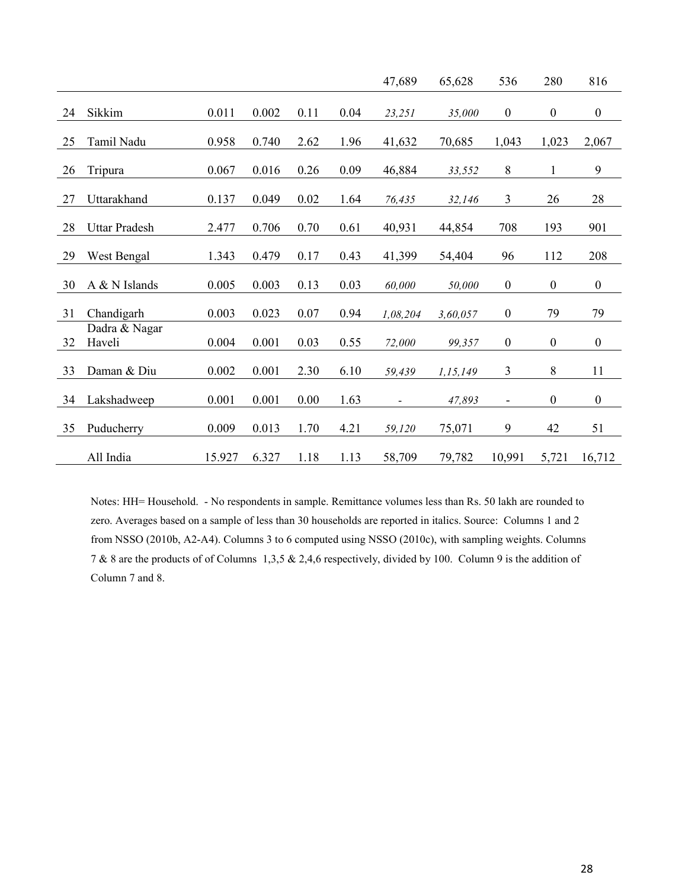| | | | | | | 47,689 | 65,628 | 536 | 280 | 816 |
|---|---|---|---|---|---|---|---|---|---|---|
| 24 | Sikkim | 0.011 | 0.002 | 0.11 | 0.04 | *23,251* | *35,000* | 0 | 0 | 0 |
| 25 | Tamil Nadu | 0.958 | 0.740 | 2.62 | 1.96 | 41,632 | 70,685 | 1,043 | 1,023 | 2,067 |
| 26 | Tripura | 0.067 | 0.016 | 0.26 | 0.09 | 46,884 | *33,552* | 8 | 1 | 9 |
| 27 | Uttarakhand | 0.137 | 0.049 | 0.02 | 1.64 | *76,435* | *32,146* | 3 | 26 | 28 |
| 28 | Uttar Pradesh | 2.477 | 0.706 | 0.70 | 0.61 | 40,931 | 44,854 | 708 | 193 | 901 |
| 29 | West Bengal | 1.343 | 0.479 | 0.17 | 0.43 | 41,399 | 54,404 | 96 | 112 | 208 |
| 30 | A & N Islands | 0.005 | 0.003 | 0.13 | 0.03 | *60,000* | *50,000* | 0 | 0 | 0 |
| 31 | Chandigarh | 0.003 | 0.023 | 0.07 | 0.94 | *1,08,204* | *3,60,057* | 0 | 79 | 79 |
| 32 | Dadra & Nagar Haveli | 0.004 | 0.001 | 0.03 | 0.55 | *72,000* | *99,357* | 0 | 0 | 0 |
| 33 | Daman & Diu | 0.002 | 0.001 | 2.30 | 6.10 | *59,439* | *1,15,149* | 3 | 8 | 11 |
| 34 | Lakshadweep | 0.001 | 0.001 | 0.00 | 1.63 | - | *47,893* | - | 0 | 0 |
| 35 | Puducherry | 0.009 | 0.013 | 1.70 | 4.21 | *59,120* | 75,071 | 9 | 42 | 51 |
| | All India | 15.927 | 6.327 | 1.18 | 1.13 | 58,709 | 79,782 | 10,991 | 5,721 | 16,712 |

Notes: HH= Household. - No respondents in sample. Remittance volumes less than Rs. 50 lakh are rounded to zero. Averages based on a sample of less than 30 households are reported in italics. Source: Columns 1 and 2 from NSSO (2010b, A2-A4). Columns 3 to 6 computed using NSSO (2010c), with sampling weights. Columns 7 & 8 are the products of of Columns 1,3,5 & 2,4,6 respectively, divided by 100. Column 9 is the addition of Column 7 and 8.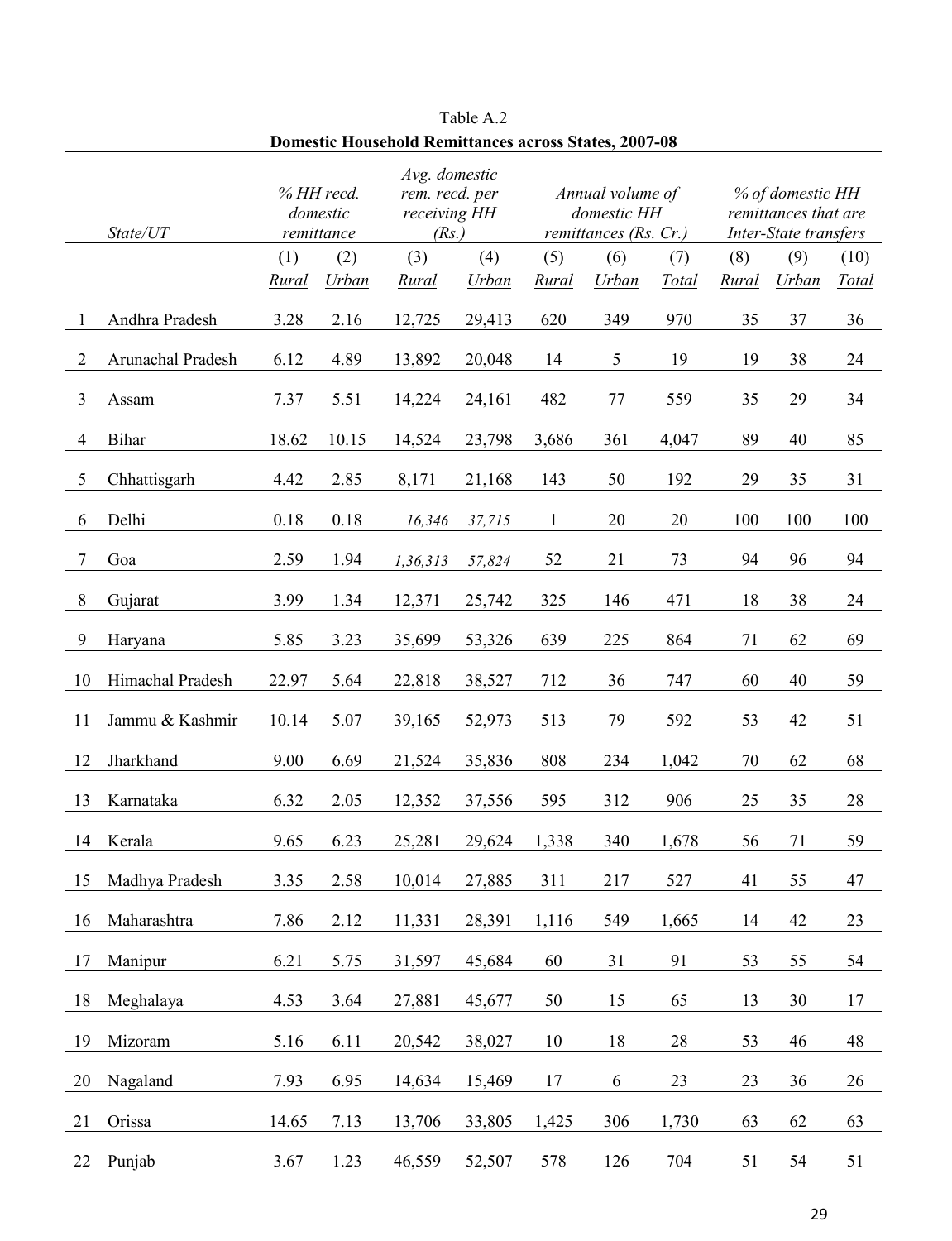Table A.2

**Domestic Household Remittances across States, 2007-08**

| | State/UT | *% HH recd. domestic remittance* | | *Avg. domestic rem. recd. per receiving HH (Rs.)* | | *Annual volume of domestic HH remittances (Rs. Cr.)* | | | *% of domestic HH remittances that are Inter-State transfers* | | |
|---|---|---|---|---|---|---|---|---|---|---|---|
| | | (1) *Rural* | (2) *Urban* | (3) *Rural* | (4) *Urban* | (5) *Rural* | (6) *Urban* | (7) *Total* | (8) *Rural* | (9) *Urban* | (10) *Total* |
| 1 | Andhra Pradesh | 3.28 | 2.16 | 12,725 | 29,413 | 620 | 349 | 970 | 35 | 37 | 36 |
| 2 | Arunachal Pradesh | 6.12 | 4.89 | 13,892 | 20,048 | 14 | 5 | 19 | 19 | 38 | 24 |
| 3 | Assam | 7.37 | 5.51 | 14,224 | 24,161 | 482 | 77 | 559 | 35 | 29 | 34 |
| 4 | Bihar | 18.62 | 10.15 | 14,524 | 23,798 | 3,686 | 361 | 4,047 | 89 | 40 | 85 |
| 5 | Chhattisgarh | 4.42 | 2.85 | 8,171 | 21,168 | 143 | 50 | 192 | 29 | 35 | 31 |
| 6 | Delhi | 0.18 | 0.18 | *16,346* | *37,715* | 1 | 20 | 20 | 100 | 100 | 100 |
| 7 | Goa | 2.59 | 1.94 | *1,36,313* | *57,824* | 52 | 21 | 73 | 94 | 96 | 94 |
| 8 | Gujarat | 3.99 | 1.34 | 12,371 | 25,742 | 325 | 146 | 471 | 18 | 38 | 24 |
| 9 | Haryana | 5.85 | 3.23 | 35,699 | 53,326 | 639 | 225 | 864 | 71 | 62 | 69 |
| 10 | Himachal Pradesh | 22.97 | 5.64 | 22,818 | 38,527 | 712 | 36 | 747 | 60 | 40 | 59 |
| 11 | Jammu & Kashmir | 10.14 | 5.07 | 39,165 | 52,973 | 513 | 79 | 592 | 53 | 42 | 51 |
| 12 | Jharkhand | 9.00 | 6.69 | 21,524 | 35,836 | 808 | 234 | 1,042 | 70 | 62 | 68 |
| 13 | Karnataka | 6.32 | 2.05 | 12,352 | 37,556 | 595 | 312 | 906 | 25 | 35 | 28 |
| 14 | Kerala | 9.65 | 6.23 | 25,281 | 29,624 | 1,338 | 340 | 1,678 | 56 | 71 | 59 |
| 15 | Madhya Pradesh | 3.35 | 2.58 | 10,014 | 27,885 | 311 | 217 | 527 | 41 | 55 | 47 |
| 16 | Maharashtra | 7.86 | 2.12 | 11,331 | 28,391 | 1,116 | 549 | 1,665 | 14 | 42 | 23 |
| 17 | Manipur | 6.21 | 5.75 | 31,597 | 45,684 | 60 | 31 | 91 | 53 | 55 | 54 |
| 18 | Meghalaya | 4.53 | 3.64 | 27,881 | 45,677 | 50 | 15 | 65 | 13 | 30 | 17 |
| 19 | Mizoram | 5.16 | 6.11 | 20,542 | 38,027 | 10 | 18 | 28 | 53 | 46 | 48 |
| 20 | Nagaland | 7.93 | 6.95 | 14,634 | 15,469 | 17 | 6 | 23 | 23 | 36 | 26 |
| 21 | Orissa | 14.65 | 7.13 | 13,706 | 33,805 | 1,425 | 306 | 1,730 | 63 | 62 | 63 |
| 22 | Punjab | 3.67 | 1.23 | 46,559 | 52,507 | 578 | 126 | 704 | 51 | 54 | 51 |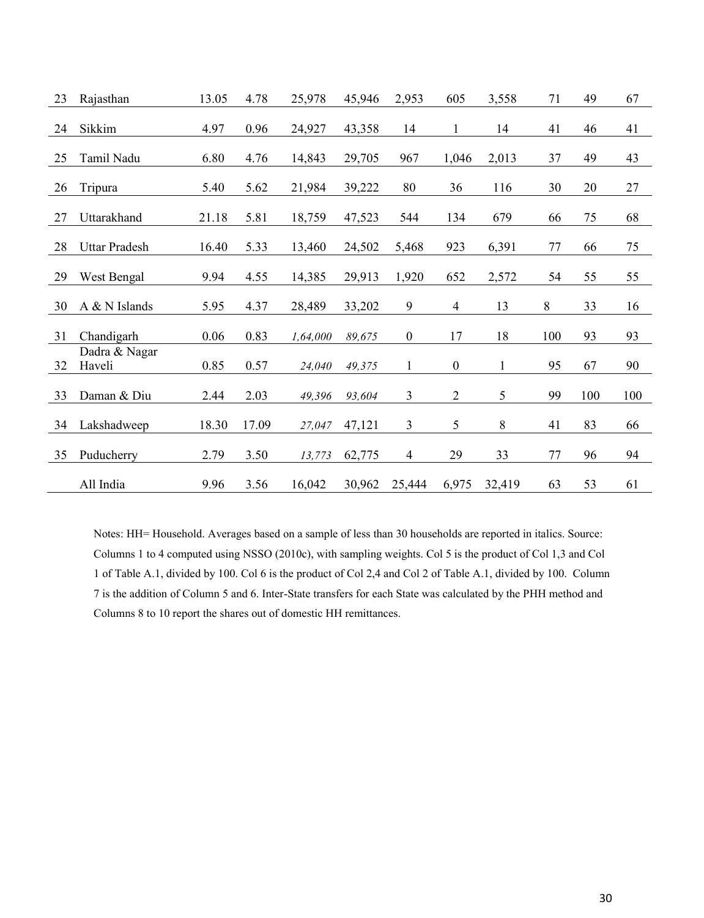| 23 | Rajasthan | 13.05 | 4.78 | 25,978 | 45,946 | 2,953 | 605 | 3,558 | 71 | 49 | 67 |
|---|---|---|---|---|---|---|---|---|---|---|---|
| 24 | Sikkim | 4.97 | 0.96 | 24,927 | 43,358 | 14 | 1 | 14 | 41 | 46 | 41 |
| 25 | Tamil Nadu | 6.80 | 4.76 | 14,843 | 29,705 | 967 | 1,046 | 2,013 | 37 | 49 | 43 |
| 26 | Tripura | 5.40 | 5.62 | 21,984 | 39,222 | 80 | 36 | 116 | 30 | 20 | 27 |
| 27 | Uttarakhand | 21.18 | 5.81 | 18,759 | 47,523 | 544 | 134 | 679 | 66 | 75 | 68 |
| 28 | Uttar Pradesh | 16.40 | 5.33 | 13,460 | 24,502 | 5,468 | 923 | 6,391 | 77 | 66 | 75 |
| 29 | West Bengal | 9.94 | 4.55 | 14,385 | 29,913 | 1,920 | 652 | 2,572 | 54 | 55 | 55 |
| 30 | A & N Islands | 5.95 | 4.37 | 28,489 | 33,202 | 9 | 4 | 13 | 8 | 33 | 16 |
| 31 | Chandigarh | 0.06 | 0.83 | *1,64,000* | *89,675* | 0 | 17 | 18 | 100 | 93 | 93 |
| 32 | Dadra & Nagar Haveli | 0.85 | 0.57 | *24,040* | *49,375* | 1 | 0 | 1 | 95 | 67 | 90 |
| 33 | Daman & Diu | 2.44 | 2.03 | *49,396* | *93,604* | 3 | 2 | 5 | 99 | 100 | 100 |
| 34 | Lakshadweep | 18.30 | 17.09 | *27,047* | 47,121 | 3 | 5 | 8 | 41 | 83 | 66 |
| 35 | Puducherry | 2.79 | 3.50 | *13,773* | 62,775 | 4 | 29 | 33 | 77 | 96 | 94 |
| | All India | 9.96 | 3.56 | 16,042 | 30,962 | 25,444 | 6,975 | 32,419 | 63 | 53 | 61 |

Notes: HH= Household. Averages based on a sample of less than 30 households are reported in italics. Source: Columns 1 to 4 computed using NSSO (2010c), with sampling weights. Col 5 is the product of Col 1,3 and Col 1 of Table A.1, divided by 100. Col 6 is the product of Col 2,4 and Col 2 of Table A.1, divided by 100. Column 7 is the addition of Column 5 and 6. Inter-State transfers for each State was calculated by the PHH method and Columns 8 to 10 report the shares out of domestic HH remittances.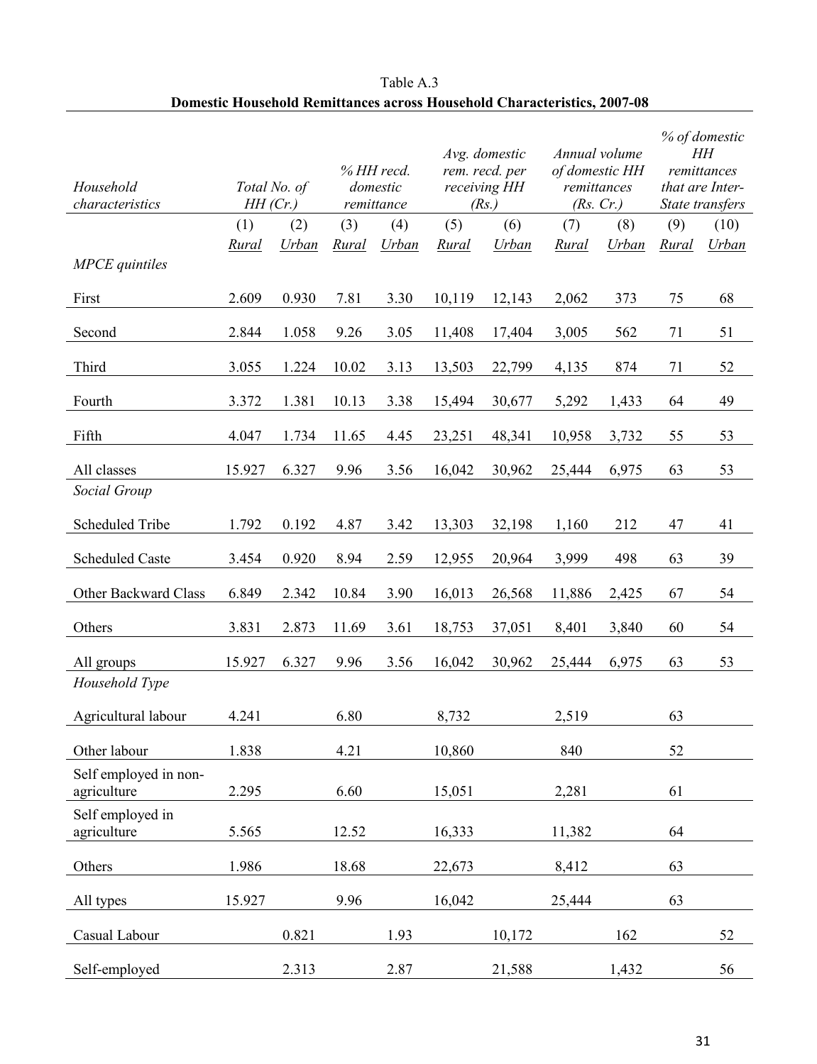Table A.3

**Domestic Household Remittances across Household Characteristics, 2007-08**

| *Household characteristics* | *Total No. of HH (Cr.)* | | *% HH recd. domestic remittance* | | *Avg. domestic rem. recd. per receiving HH (Rs.)* | | *Annual volume of domestic HH remittances (Rs. Cr.)* | | *% of domestic HH remittances that are Inter-State transfers* | |
|---|---|---|---|---|---|---|---|---|---|---|
| | (1) | (2) | (3) | (4) | (5) | (6) | (7) | (8) | (9) | (10) |
| | *Rural* | *Urban* | *Rural* | *Urban* | *Rural* | *Urban* | *Rural* | *Urban* | *Rural* | *Urban* |
| *MPCE quintiles* | | | | | | | | | | |
| First | 2.609 | 0.930 | 7.81 | 3.30 | 10,119 | 12,143 | 2,062 | 373 | 75 | 68 |
| Second | 2.844 | 1.058 | 9.26 | 3.05 | 11,408 | 17,404 | 3,005 | 562 | 71 | 51 |
| Third | 3.055 | 1.224 | 10.02 | 3.13 | 13,503 | 22,799 | 4,135 | 874 | 71 | 52 |
| Fourth | 3.372 | 1.381 | 10.13 | 3.38 | 15,494 | 30,677 | 5,292 | 1,433 | 64 | 49 |
| Fifth | 4.047 | 1.734 | 11.65 | 4.45 | 23,251 | 48,341 | 10,958 | 3,732 | 55 | 53 |
| All classes | 15.927 | 6.327 | 9.96 | 3.56 | 16,042 | 30,962 | 25,444 | 6,975 | 63 | 53 |
| *Social Group* | | | | | | | | | | |
| Scheduled Tribe | 1.792 | 0.192 | 4.87 | 3.42 | 13,303 | 32,198 | 1,160 | 212 | 47 | 41 |
| Scheduled Caste | 3.454 | 0.920 | 8.94 | 2.59 | 12,955 | 20,964 | 3,999 | 498 | 63 | 39 |
| Other Backward Class | 6.849 | 2.342 | 10.84 | 3.90 | 16,013 | 26,568 | 11,886 | 2,425 | 67 | 54 |
| Others | 3.831 | 2.873 | 11.69 | 3.61 | 18,753 | 37,051 | 8,401 | 3,840 | 60 | 54 |
| All groups | 15.927 | 6.327 | 9.96 | 3.56 | 16,042 | 30,962 | 25,444 | 6,975 | 63 | 53 |
| *Household Type* | | | | | | | | | | |
| Agricultural labour | 4.241 | | 6.80 | | 8,732 | | 2,519 | | 63 | |
| Other labour | 1.838 | | 4.21 | | 10,860 | | 840 | | 52 | |
| Self employed in non-agriculture | 2.295 | | 6.60 | | 15,051 | | 2,281 | | 61 | |
| Self employed in agriculture | 5.565 | | 12.52 | | 16,333 | | 11,382 | | 64 | |
| Others | 1.986 | | 18.68 | | 22,673 | | 8,412 | | 63 | |
| All types | 15.927 | | 9.96 | | 16,042 | | 25,444 | | 63 | |
| Casual Labour | | 0.821 | | 1.93 | | 10,172 | | 162 | | 52 |
| Self-employed | | 2.313 | | 2.87 | | 21,588 | | 1,432 | | 56 |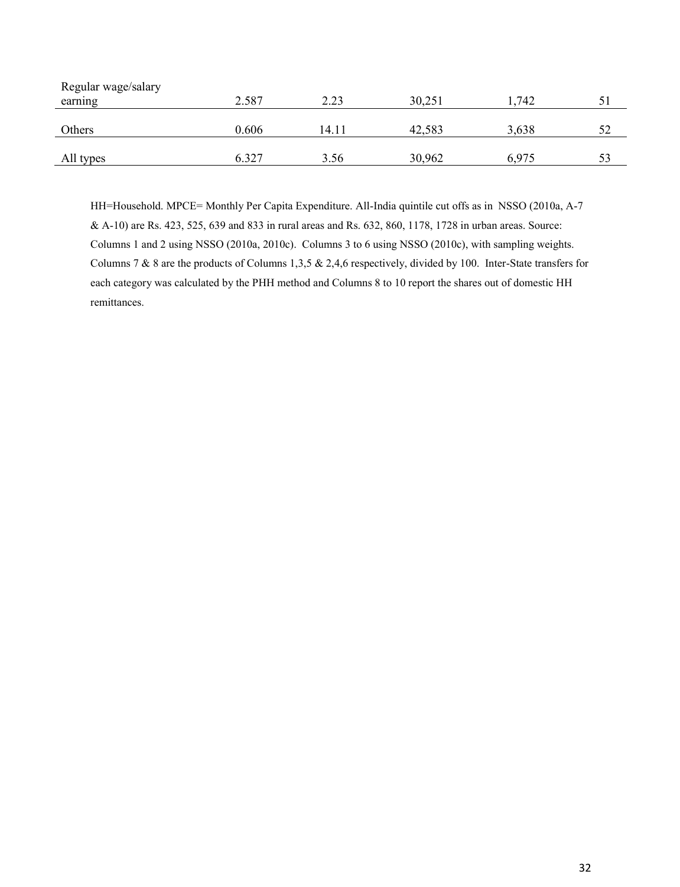| | | | | | |
|---|---|---|---|---|---|
| Regular wage/salary earning | 2.587 | 2.23 | 30,251 | 1,742 | 51 |
| Others | 0.606 | 14.11 | 42,583 | 3,638 | 52 |
| All types | 6.327 | 3.56 | 30,962 | 6,975 | 53 |

HH=Household. MPCE= Monthly Per Capita Expenditure. All-India quintile cut offs as in NSSO (2010a, A-7 & A-10) are Rs. 423, 525, 639 and 833 in rural areas and Rs. 632, 860, 1178, 1728 in urban areas. Source: Columns 1 and 2 using NSSO (2010a, 2010c). Columns 3 to 6 using NSSO (2010c), with sampling weights. Columns 7 & 8 are the products of Columns 1,3,5 & 2,4,6 respectively, divided by 100. Inter-State transfers for each category was calculated by the PHH method and Columns 8 to 10 report the shares out of domestic HH remittances.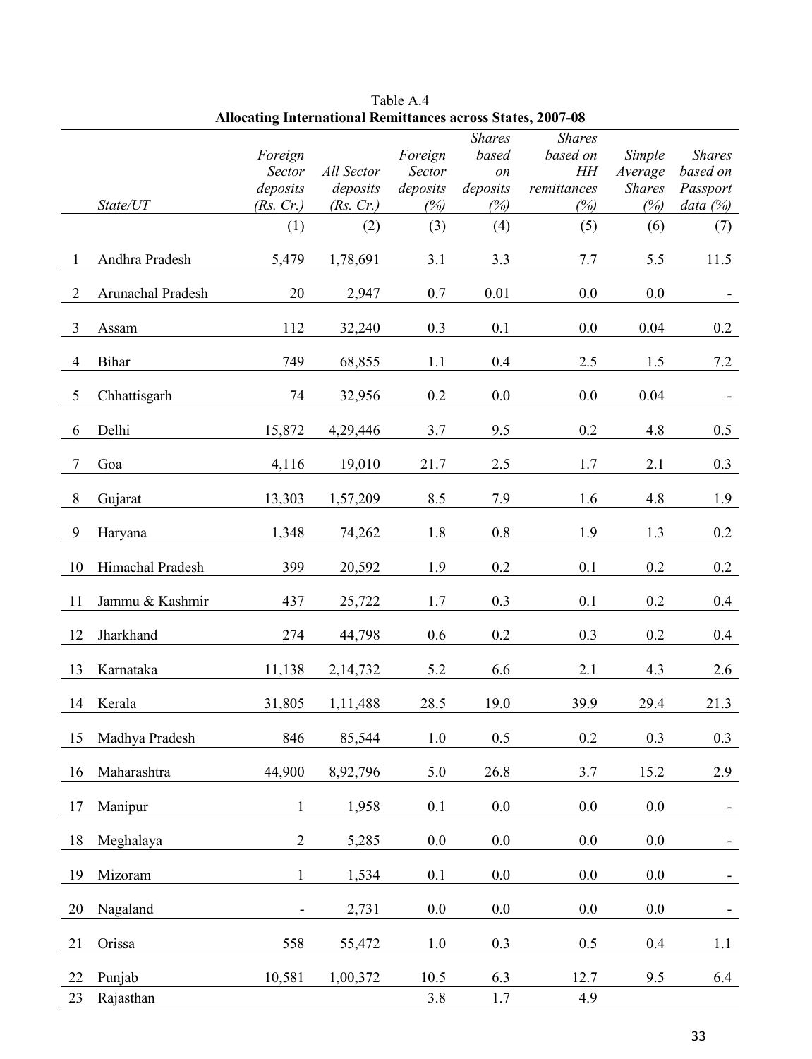Table A.4

**Allocating International Remittances across States, 2007-08**

| | *State/UT* | *Foreign Sector deposits (Rs. Cr.)* | *All Sector deposits (Rs. Cr.)* | *Foreign Sector deposits (%)* | *Shares based on deposits (%)* | *Shares based on HH remittances (%)* | *Simple Average Shares (%)* | *Shares based on Passport data (%)* |
|---|---|---|---|---|---|---|---|---|
| | | (1) | (2) | (3) | (4) | (5) | (6) | (7) |
| 1 | Andhra Pradesh | 5,479 | 1,78,691 | 3.1 | 3.3 | 7.7 | 5.5 | 11.5 |
| 2 | Arunachal Pradesh | 20 | 2,947 | 0.7 | 0.01 | 0.0 | 0.0 | - |
| 3 | Assam | 112 | 32,240 | 0.3 | 0.1 | 0.0 | 0.04 | 0.2 |
| 4 | Bihar | 749 | 68,855 | 1.1 | 0.4 | 2.5 | 1.5 | 7.2 |
| 5 | Chhattisgarh | 74 | 32,956 | 0.2 | 0.0 | 0.0 | 0.04 | - |
| 6 | Delhi | 15,872 | 4,29,446 | 3.7 | 9.5 | 0.2 | 4.8 | 0.5 |
| 7 | Goa | 4,116 | 19,010 | 21.7 | 2.5 | 1.7 | 2.1 | 0.3 |
| 8 | Gujarat | 13,303 | 1,57,209 | 8.5 | 7.9 | 1.6 | 4.8 | 1.9 |
| 9 | Haryana | 1,348 | 74,262 | 1.8 | 0.8 | 1.9 | 1.3 | 0.2 |
| 10 | Himachal Pradesh | 399 | 20,592 | 1.9 | 0.2 | 0.1 | 0.2 | 0.2 |
| 11 | Jammu & Kashmir | 437 | 25,722 | 1.7 | 0.3 | 0.1 | 0.2 | 0.4 |
| 12 | Jharkhand | 274 | 44,798 | 0.6 | 0.2 | 0.3 | 0.2 | 0.4 |
| 13 | Karnataka | 11,138 | 2,14,732 | 5.2 | 6.6 | 2.1 | 4.3 | 2.6 |
| 14 | Kerala | 31,805 | 1,11,488 | 28.5 | 19.0 | 39.9 | 29.4 | 21.3 |
| 15 | Madhya Pradesh | 846 | 85,544 | 1.0 | 0.5 | 0.2 | 0.3 | 0.3 |
| 16 | Maharashtra | 44,900 | 8,92,796 | 5.0 | 26.8 | 3.7 | 15.2 | 2.9 |
| 17 | Manipur | 1 | 1,958 | 0.1 | 0.0 | 0.0 | 0.0 | - |
| 18 | Meghalaya | 2 | 5,285 | 0.0 | 0.0 | 0.0 | 0.0 | - |
| 19 | Mizoram | 1 | 1,534 | 0.1 | 0.0 | 0.0 | 0.0 | - |
| 20 | Nagaland | - | 2,731 | 0.0 | 0.0 | 0.0 | 0.0 | - |
| 21 | Orissa | 558 | 55,472 | 1.0 | 0.3 | 0.5 | 0.4 | 1.1 |
| 22 | Punjab | 10,581 | 1,00,372 | 10.5 | 6.3 | 12.7 | 9.5 | 6.4 |
| 23 | Rajasthan | | | 3.8 | 1.7 | 4.9 | | |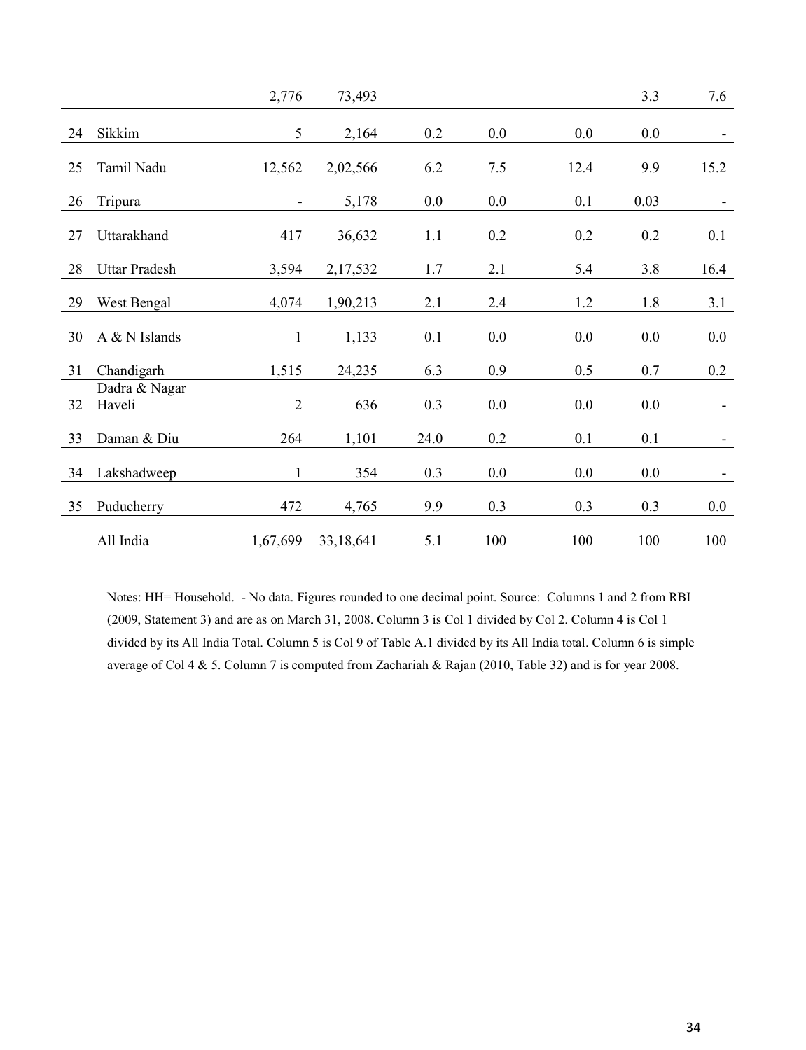| | | | | | | | | |
|---|---|---|---|---|---|---|---|---|
| | | 2,776 | 73,493 | | | | 3.3 | 7.6 |
| 24 | Sikkim | 5 | 2,164 | 0.2 | 0.0 | 0.0 | 0.0 | - |
| 25 | Tamil Nadu | 12,562 | 2,02,566 | 6.2 | 7.5 | 12.4 | 9.9 | 15.2 |
| 26 | Tripura | - | 5,178 | 0.0 | 0.0 | 0.1 | 0.03 | - |
| 27 | Uttarakhand | 417 | 36,632 | 1.1 | 0.2 | 0.2 | 0.2 | 0.1 |
| 28 | Uttar Pradesh | 3,594 | 2,17,532 | 1.7 | 2.1 | 5.4 | 3.8 | 16.4 |
| 29 | West Bengal | 4,074 | 1,90,213 | 2.1 | 2.4 | 1.2 | 1.8 | 3.1 |
| 30 | A & N Islands | 1 | 1,133 | 0.1 | 0.0 | 0.0 | 0.0 | 0.0 |
| 31 | Chandigarh | 1,515 | 24,235 | 6.3 | 0.9 | 0.5 | 0.7 | 0.2 |
| 32 | Dadra & Nagar Haveli | 2 | 636 | 0.3 | 0.0 | 0.0 | 0.0 | - |
| 33 | Daman & Diu | 264 | 1,101 | 24.0 | 0.2 | 0.1 | 0.1 | - |
| 34 | Lakshadweep | 1 | 354 | 0.3 | 0.0 | 0.0 | 0.0 | - |
| 35 | Puducherry | 472 | 4,765 | 9.9 | 0.3 | 0.3 | 0.3 | 0.0 |
| | All India | 1,67,699 | 33,18,641 | 5.1 | 100 | 100 | 100 | 100 |

Notes: HH= Household. - No data. Figures rounded to one decimal point. Source: Columns 1 and 2 from RBI (2009, Statement 3) and are as on March 31, 2008. Column 3 is Col 1 divided by Col 2. Column 4 is Col 1 divided by its All India Total. Column 5 is Col 9 of Table A.1 divided by its All India total. Column 6 is simple average of Col 4 & 5. Column 7 is computed from Zachariah & Rajan (2010, Table 32) and is for year 2008.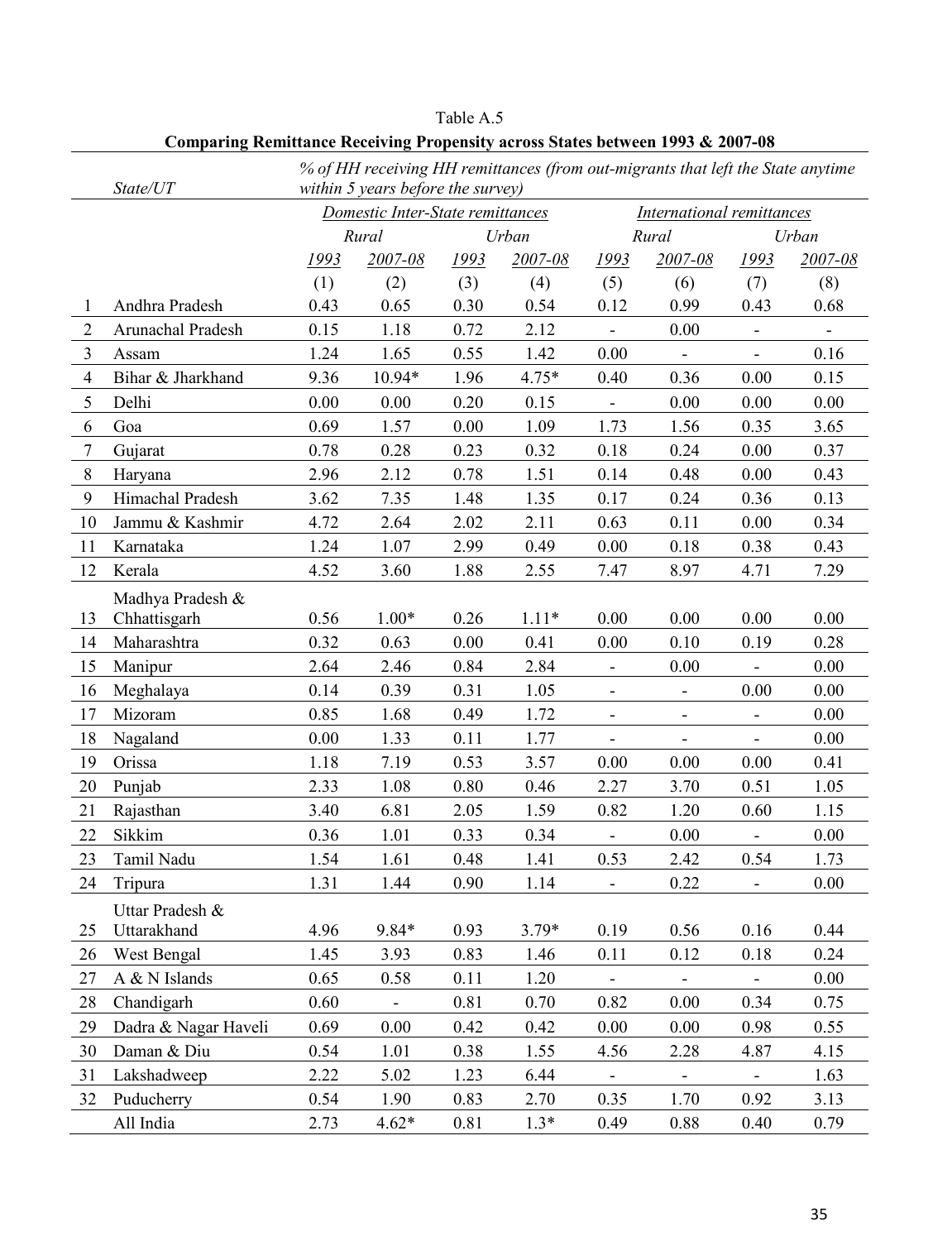Table A.5

**Comparing Remittance Receiving Propensity across States between 1993 & 2007-08**

| | State/UT | *% of HH receiving HH remittances (from out-migrants that left the State anytime within 5 years before the survey)* | | | | | | | |
|---|---|---|---|---|---|---|---|---|---|
| | | *Domestic Inter-State remittances* | | | | *International remittances* | | | |
| | | *Rural* | | *Urban* | | *Rural* | | *Urban* | |
| | | *1993* | *2007-08* | *1993* | *2007-08* | *1993* | *2007-08* | *1993* | *2007-08* |
| | | (1) | (2) | (3) | (4) | (5) | (6) | (7) | (8) |
| 1 | Andhra Pradesh | 0.43 | 0.65 | 0.30 | 0.54 | 0.12 | 0.99 | 0.43 | 0.68 |
| 2 | Arunachal Pradesh | 0.15 | 1.18 | 0.72 | 2.12 | - | 0.00 | - | - |
| 3 | Assam | 1.24 | 1.65 | 0.55 | 1.42 | 0.00 | - | - | 0.16 |
| 4 | Bihar & Jharkhand | 9.36 | 10.94* | 1.96 | 4.75* | 0.40 | 0.36 | 0.00 | 0.15 |
| 5 | Delhi | 0.00 | 0.00 | 0.20 | 0.15 | - | 0.00 | 0.00 | 0.00 |
| 6 | Goa | 0.69 | 1.57 | 0.00 | 1.09 | 1.73 | 1.56 | 0.35 | 3.65 |
| 7 | Gujarat | 0.78 | 0.28 | 0.23 | 0.32 | 0.18 | 0.24 | 0.00 | 0.37 |
| 8 | Haryana | 2.96 | 2.12 | 0.78 | 1.51 | 0.14 | 0.48 | 0.00 | 0.43 |
| 9 | Himachal Pradesh | 3.62 | 7.35 | 1.48 | 1.35 | 0.17 | 0.24 | 0.36 | 0.13 |
| 10 | Jammu & Kashmir | 4.72 | 2.64 | 2.02 | 2.11 | 0.63 | 0.11 | 0.00 | 0.34 |
| 11 | Karnataka | 1.24 | 1.07 | 2.99 | 0.49 | 0.00 | 0.18 | 0.38 | 0.43 |
| 12 | Kerala | 4.52 | 3.60 | 1.88 | 2.55 | 7.47 | 8.97 | 4.71 | 7.29 |
| 13 | Madhya Pradesh & Chhattisgarh | 0.56 | 1.00* | 0.26 | 1.11* | 0.00 | 0.00 | 0.00 | 0.00 |
| 14 | Maharashtra | 0.32 | 0.63 | 0.00 | 0.41 | 0.00 | 0.10 | 0.19 | 0.28 |
| 15 | Manipur | 2.64 | 2.46 | 0.84 | 2.84 | - | 0.00 | - | 0.00 |
| 16 | Meghalaya | 0.14 | 0.39 | 0.31 | 1.05 | - | - | 0.00 | 0.00 |
| 17 | Mizoram | 0.85 | 1.68 | 0.49 | 1.72 | - | - | - | 0.00 |
| 18 | Nagaland | 0.00 | 1.33 | 0.11 | 1.77 | - | - | - | 0.00 |
| 19 | Orissa | 1.18 | 7.19 | 0.53 | 3.57 | 0.00 | 0.00 | 0.00 | 0.41 |
| 20 | Punjab | 2.33 | 1.08 | 0.80 | 0.46 | 2.27 | 3.70 | 0.51 | 1.05 |
| 21 | Rajasthan | 3.40 | 6.81 | 2.05 | 1.59 | 0.82 | 1.20 | 0.60 | 1.15 |
| 22 | Sikkim | 0.36 | 1.01 | 0.33 | 0.34 | - | 0.00 | - | 0.00 |
| 23 | Tamil Nadu | 1.54 | 1.61 | 0.48 | 1.41 | 0.53 | 2.42 | 0.54 | 1.73 |
| 24 | Tripura | 1.31 | 1.44 | 0.90 | 1.14 | - | 0.22 | - | 0.00 |
| 25 | Uttar Pradesh & Uttarakhand | 4.96 | 9.84* | 0.93 | 3.79* | 0.19 | 0.56 | 0.16 | 0.44 |
| 26 | West Bengal | 1.45 | 3.93 | 0.83 | 1.46 | 0.11 | 0.12 | 0.18 | 0.24 |
| 27 | A & N Islands | 0.65 | 0.58 | 0.11 | 1.20 | - | - | - | 0.00 |
| 28 | Chandigarh | 0.60 | - | 0.81 | 0.70 | 0.82 | 0.00 | 0.34 | 0.75 |
| 29 | Dadra & Nagar Haveli | 0.69 | 0.00 | 0.42 | 0.42 | 0.00 | 0.00 | 0.98 | 0.55 |
| 30 | Daman & Diu | 0.54 | 1.01 | 0.38 | 1.55 | 4.56 | 2.28 | 4.87 | 4.15 |
| 31 | Lakshadweep | 2.22 | 5.02 | 1.23 | 6.44 | - | - | - | 1.63 |
| 32 | Puducherry | 0.54 | 1.90 | 0.83 | 2.70 | 0.35 | 1.70 | 0.92 | 3.13 |
| | All India | 2.73 | 4.62* | 0.81 | 1.3* | 0.49 | 0.88 | 0.40 | 0.79 |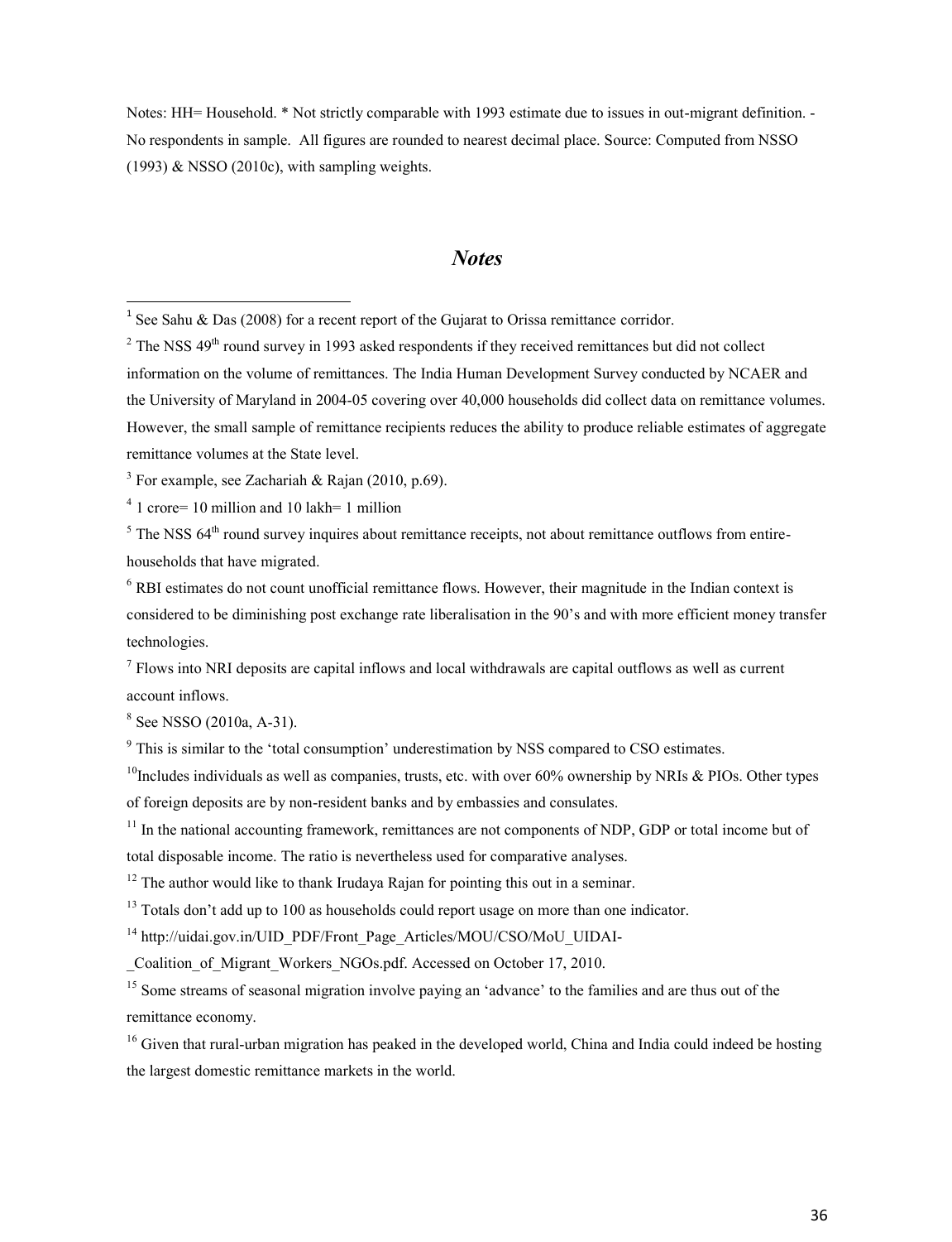Notes: HH= Household. * Not strictly comparable with 1993 estimate due to issues in out-migrant definition. - No respondents in sample. All figures are rounded to nearest decimal place. Source: Computed from NSSO (1993) & NSSO (2010c), with sampling weights.

## *Notes*

[1] See Sahu & Das (2008) for a recent report of the Gujarat to Orissa remittance corridor.

[2] The NSS 49th round survey in 1993 asked respondents if they received remittances but did not collect information on the volume of remittances. The India Human Development Survey conducted by NCAER and the University of Maryland in 2004-05 covering over 40,000 households did collect data on remittance volumes. However, the small sample of remittance recipients reduces the ability to produce reliable estimates of aggregate remittance volumes at the State level.

[3] For example, see Zachariah & Rajan (2010, p.69).

[4] 1 crore= 10 million and 10 lakh= 1 million

[5] The NSS 64th round survey inquires about remittance receipts, not about remittance outflows from entire-households that have migrated.

[6] RBI estimates do not count unofficial remittance flows. However, their magnitude in the Indian context is considered to be diminishing post exchange rate liberalisation in the 90's and with more efficient money transfer technologies.

[7] Flows into NRI deposits are capital inflows and local withdrawals are capital outflows as well as current account inflows.

[8] See NSSO (2010a, A-31).

[9] This is similar to the 'total consumption' underestimation by NSS compared to CSO estimates.

[10] Includes individuals as well as companies, trusts, etc. with over 60% ownership by NRIs & PIOs. Other types of foreign deposits are by non-resident banks and by embassies and consulates.

[11] In the national accounting framework, remittances are not components of NDP, GDP or total income but of total disposable income. The ratio is nevertheless used for comparative analyses.

[12] The author would like to thank Irudaya Rajan for pointing this out in a seminar.

[13] Totals don't add up to 100 as households could report usage on more than one indicator.

[14] http://uidai.gov.in/UID_PDF/Front_Page_Articles/MOU/CSO/MoU_UIDAI-_Coalition_of_Migrant_Workers_NGOs.pdf. Accessed on October 17, 2010.

[15] Some streams of seasonal migration involve paying an 'advance' to the families and are thus out of the remittance economy.

[16] Given that rural-urban migration has peaked in the developed world, China and India could indeed be hosting the largest domestic remittance markets in the world.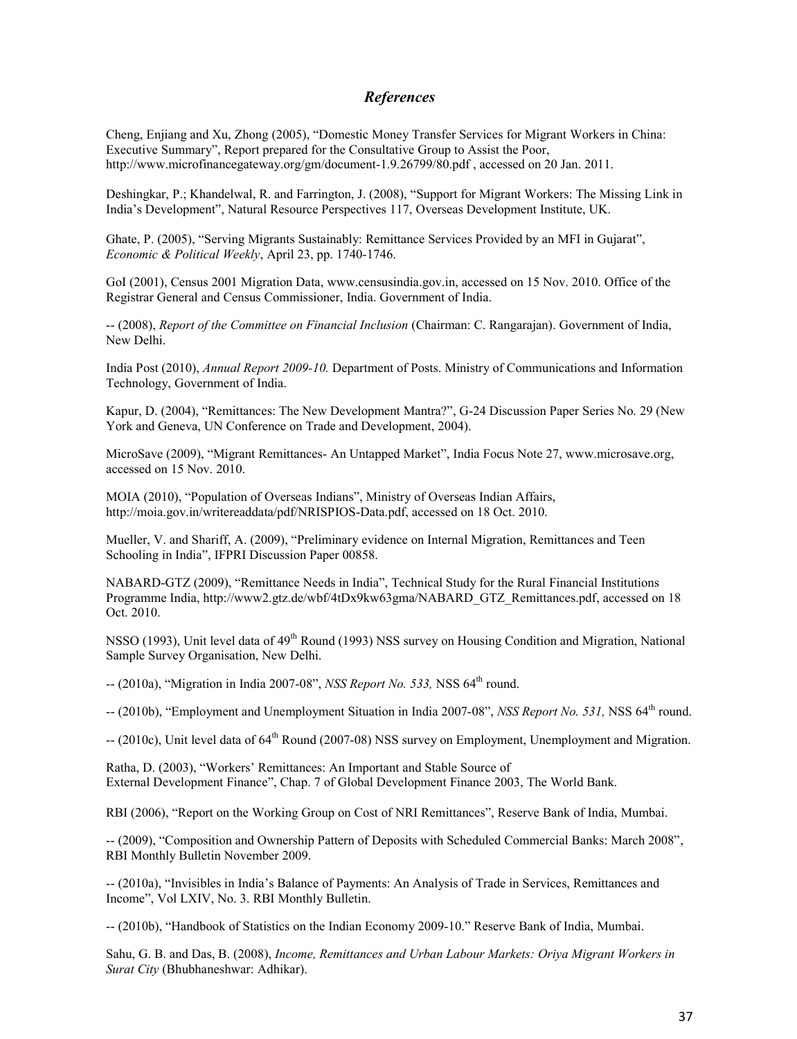## *References*

Cheng, Enjiang and Xu, Zhong (2005), "Domestic Money Transfer Services for Migrant Workers in China: Executive Summary", Report prepared for the Consultative Group to Assist the Poor, http://www.microfinancegateway.org/gm/document-1.9.26799/80.pdf , accessed on 20 Jan. 2011.

Deshingkar, P.; Khandelwal, R. and Farrington, J. (2008), "Support for Migrant Workers: The Missing Link in India's Development", Natural Resource Perspectives 117, Overseas Development Institute, UK.

Ghate, P. (2005), "Serving Migrants Sustainably: Remittance Services Provided by an MFI in Gujarat", *Economic & Political Weekly*, April 23, pp. 1740-1746.

GoI (2001), Census 2001 Migration Data, www.censusindia.gov.in, accessed on 15 Nov. 2010. Office of the Registrar General and Census Commissioner, India. Government of India.

-- (2008), *Report of the Committee on Financial Inclusion* (Chairman: C. Rangarajan). Government of India, New Delhi.

India Post (2010), *Annual Report 2009-10.* Department of Posts. Ministry of Communications and Information Technology, Government of India.

Kapur, D. (2004), "Remittances: The New Development Mantra?", G-24 Discussion Paper Series No. 29 (New York and Geneva, UN Conference on Trade and Development, 2004).

MicroSave (2009), "Migrant Remittances- An Untapped Market", India Focus Note 27, www.microsave.org, accessed on 15 Nov. 2010.

MOIA (2010), "Population of Overseas Indians", Ministry of Overseas Indian Affairs, http://moia.gov.in/writereaddata/pdf/NRISPIOS-Data.pdf, accessed on 18 Oct. 2010.

Mueller, V. and Shariff, A. (2009), "Preliminary evidence on Internal Migration, Remittances and Teen Schooling in India", IFPRI Discussion Paper 00858.

NABARD-GTZ (2009), "Remittance Needs in India", Technical Study for the Rural Financial Institutions Programme India, http://www2.gtz.de/wbf/4tDx9kw63gma/NABARD_GTZ_Remittances.pdf, accessed on 18 Oct. 2010.

NSSO (1993), Unit level data of 49th Round (1993) NSS survey on Housing Condition and Migration, National Sample Survey Organisation, New Delhi.

-- (2010a), "Migration in India 2007-08", *NSS Report No. 533,* NSS 64th round.

-- (2010b), "Employment and Unemployment Situation in India 2007-08", *NSS Report No. 531,* NSS 64th round.

-- (2010c), Unit level data of 64th Round (2007-08) NSS survey on Employment, Unemployment and Migration.

Ratha, D. (2003), "Workers' Remittances: An Important and Stable Source of External Development Finance", Chap. 7 of Global Development Finance 2003, The World Bank.

RBI (2006), "Report on the Working Group on Cost of NRI Remittances", Reserve Bank of India, Mumbai.

-- (2009), "Composition and Ownership Pattern of Deposits with Scheduled Commercial Banks: March 2008", RBI Monthly Bulletin November 2009.

-- (2010a), "Invisibles in India's Balance of Payments: An Analysis of Trade in Services, Remittances and Income", Vol LXIV, No. 3. RBI Monthly Bulletin.

-- (2010b), "Handbook of Statistics on the Indian Economy 2009-10." Reserve Bank of India, Mumbai.

Sahu, G. B. and Das, B. (2008), *Income, Remittances and Urban Labour Markets: Oriya Migrant Workers in Surat City* (Bhubhaneshwar: Adhikar).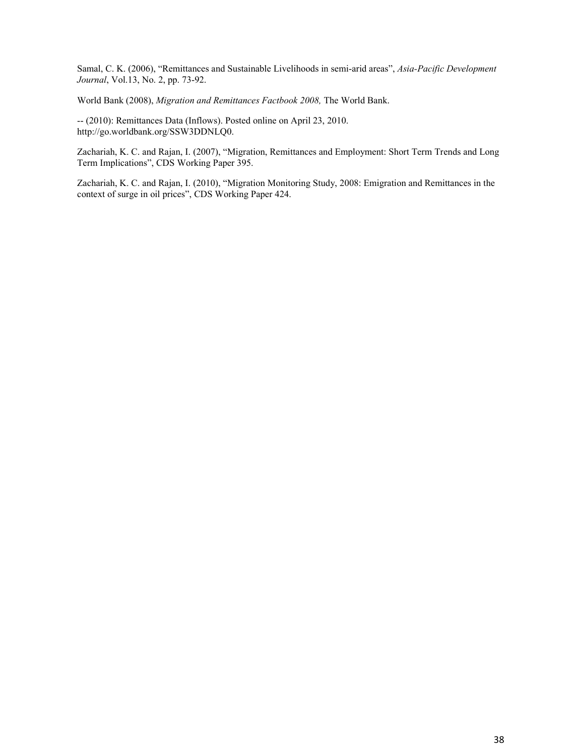Samal, C. K. (2006), "Remittances and Sustainable Livelihoods in semi-arid areas", *Asia-Pacific Development Journal*, Vol.13, No. 2, pp. 73-92.

World Bank (2008), *Migration and Remittances Factbook 2008,* The World Bank.

-- (2010): Remittances Data (Inflows). Posted online on April 23, 2010. http://go.worldbank.org/SSW3DDNLQ0.

Zachariah, K. C. and Rajan, I. (2007), "Migration, Remittances and Employment: Short Term Trends and Long Term Implications", CDS Working Paper 395.

Zachariah, K. C. and Rajan, I. (2010), "Migration Monitoring Study, 2008: Emigration and Remittances in the context of surge in oil prices", CDS Working Paper 424.